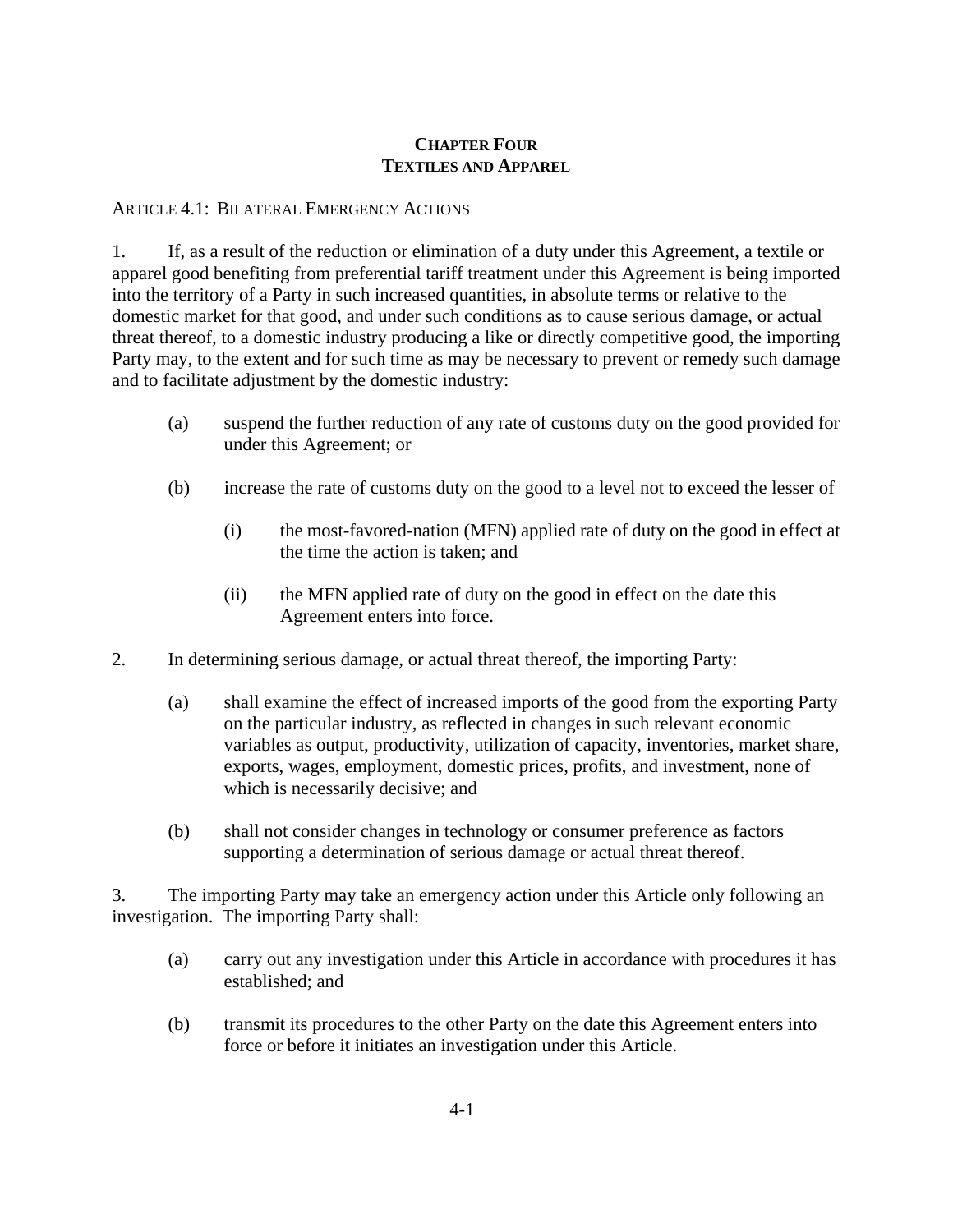# CHAPTER FOUR
# TEXTILES AND APPAREL

## ARTICLE 4.1: BILATERAL EMERGENCY ACTIONS

1. If, as a result of the reduction or elimination of a duty under this Agreement, a textile or apparel good benefiting from preferential tariff treatment under this Agreement is being imported into the territory of a Party in such increased quantities, in absolute terms or relative to the domestic market for that good, and under such conditions as to cause serious damage, or actual threat thereof, to a domestic industry producing a like or directly competitive good, the importing Party may, to the extent and for such time as may be necessary to prevent or remedy such damage and to facilitate adjustment by the domestic industry:

   (a) suspend the further reduction of any rate of customs duty on the good provided for under this Agreement; or

   (b) increase the rate of customs duty on the good to a level not to exceed the lesser of

      (i) the most-favored-nation (MFN) applied rate of duty on the good in effect at the time the action is taken; and

      (ii) the MFN applied rate of duty on the good in effect on the date this Agreement enters into force.

2. In determining serious damage, or actual threat thereof, the importing Party:

   (a) shall examine the effect of increased imports of the good from the exporting Party on the particular industry, as reflected in changes in such relevant economic variables as output, productivity, utilization of capacity, inventories, market share, exports, wages, employment, domestic prices, profits, and investment, none of which is necessarily decisive; and

   (b) shall not consider changes in technology or consumer preference as factors supporting a determination of serious damage or actual threat thereof.

3. The importing Party may take an emergency action under this Article only following an investigation. The importing Party shall:

   (a) carry out any investigation under this Article in accordance with procedures it has established; and

   (b) transmit its procedures to the other Party on the date this Agreement enters into force or before it initiates an investigation under this Article.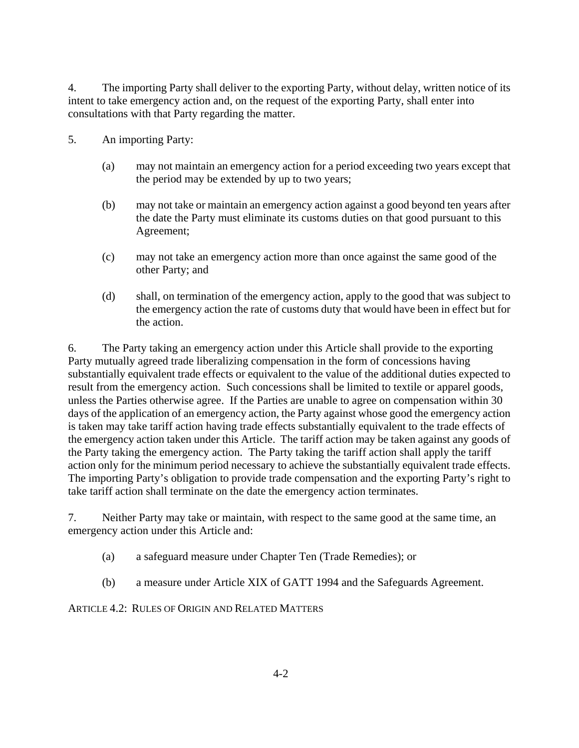4. The importing Party shall deliver to the exporting Party, without delay, written notice of its intent to take emergency action and, on the request of the exporting Party, shall enter into consultations with that Party regarding the matter.

5. An importing Party:

(a) may not maintain an emergency action for a period exceeding two years except that the period may be extended by up to two years;

(b) may not take or maintain an emergency action against a good beyond ten years after the date the Party must eliminate its customs duties on that good pursuant to this Agreement;

(c) may not take an emergency action more than once against the same good of the other Party; and

(d) shall, on termination of the emergency action, apply to the good that was subject to the emergency action the rate of customs duty that would have been in effect but for the action.

6. The Party taking an emergency action under this Article shall provide to the exporting Party mutually agreed trade liberalizing compensation in the form of concessions having substantially equivalent trade effects or equivalent to the value of the additional duties expected to result from the emergency action. Such concessions shall be limited to textile or apparel goods, unless the Parties otherwise agree. If the Parties are unable to agree on compensation within 30 days of the application of an emergency action, the Party against whose good the emergency action is taken may take tariff action having trade effects substantially equivalent to the trade effects of the emergency action taken under this Article. The tariff action may be taken against any goods of the Party taking the emergency action. The Party taking the tariff action shall apply the tariff action only for the minimum period necessary to achieve the substantially equivalent trade effects. The importing Party's obligation to provide trade compensation and the exporting Party's right to take tariff action shall terminate on the date the emergency action terminates.

7. Neither Party may take or maintain, with respect to the same good at the same time, an emergency action under this Article and:

(a) a safeguard measure under Chapter Ten (Trade Remedies); or

(b) a measure under Article XIX of GATT 1994 and the Safeguards Agreement.

ARTICLE 4.2: RULES OF ORIGIN AND RELATED MATTERS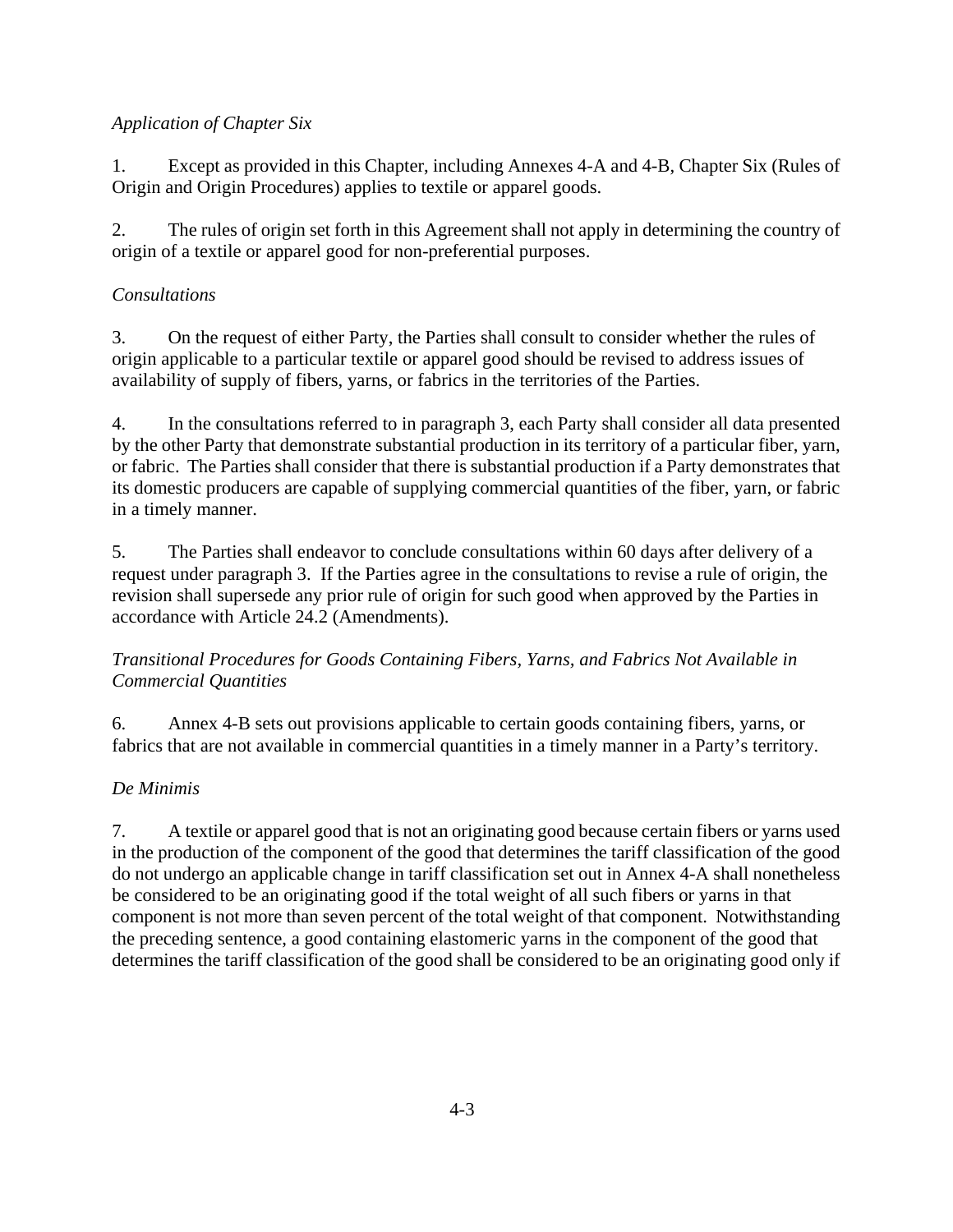*Application of Chapter Six*

1. Except as provided in this Chapter, including Annexes 4-A and 4-B, Chapter Six (Rules of Origin and Origin Procedures) applies to textile or apparel goods.

2. The rules of origin set forth in this Agreement shall not apply in determining the country of origin of a textile or apparel good for non-preferential purposes.

*Consultations*

3. On the request of either Party, the Parties shall consult to consider whether the rules of origin applicable to a particular textile or apparel good should be revised to address issues of availability of supply of fibers, yarns, or fabrics in the territories of the Parties.

4. In the consultations referred to in paragraph 3, each Party shall consider all data presented by the other Party that demonstrate substantial production in its territory of a particular fiber, yarn, or fabric. The Parties shall consider that there is substantial production if a Party demonstrates that its domestic producers are capable of supplying commercial quantities of the fiber, yarn, or fabric in a timely manner.

5. The Parties shall endeavor to conclude consultations within 60 days after delivery of a request under paragraph 3. If the Parties agree in the consultations to revise a rule of origin, the revision shall supersede any prior rule of origin for such good when approved by the Parties in accordance with Article 24.2 (Amendments).

*Transitional Procedures for Goods Containing Fibers, Yarns, and Fabrics Not Available in Commercial Quantities*

6. Annex 4-B sets out provisions applicable to certain goods containing fibers, yarns, or fabrics that are not available in commercial quantities in a timely manner in a Party's territory.

*De Minimis*

7. A textile or apparel good that is not an originating good because certain fibers or yarns used in the production of the component of the good that determines the tariff classification of the good do not undergo an applicable change in tariff classification set out in Annex 4-A shall nonetheless be considered to be an originating good if the total weight of all such fibers or yarns in that component is not more than seven percent of the total weight of that component. Notwithstanding the preceding sentence, a good containing elastomeric yarns in the component of the good that determines the tariff classification of the good shall be considered to be an originating good only if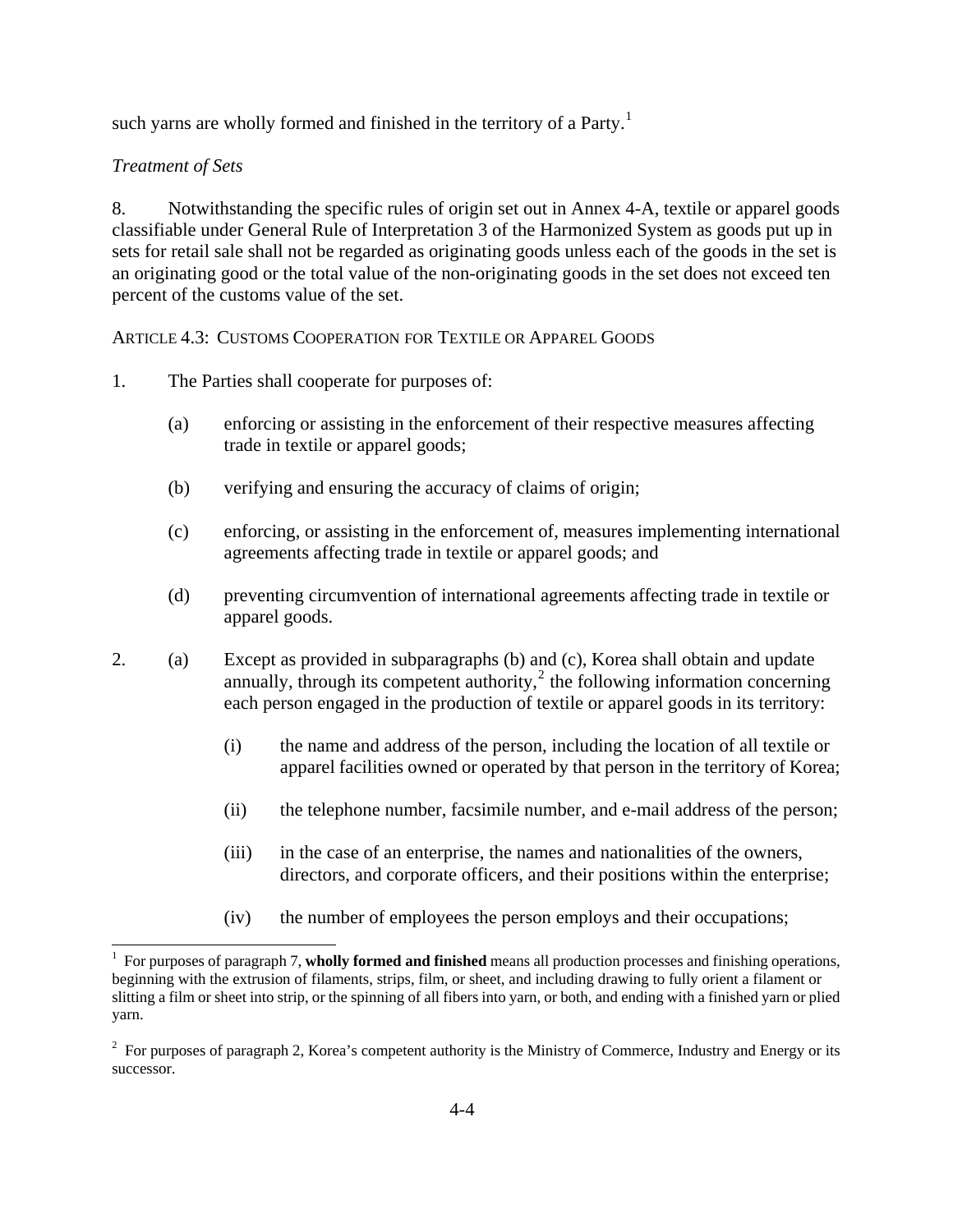such yarns are wholly formed and finished in the territory of a Party.[1]

*Treatment of Sets*

8. Notwithstanding the specific rules of origin set out in Annex 4-A, textile or apparel goods classifiable under General Rule of Interpretation 3 of the Harmonized System as goods put up in sets for retail sale shall not be regarded as originating goods unless each of the goods in the set is an originating good or the total value of the non-originating goods in the set does not exceed ten percent of the customs value of the set.

ARTICLE 4.3: CUSTOMS COOPERATION FOR TEXTILE OR APPAREL GOODS

1. The Parties shall cooperate for purposes of:

   (a) enforcing or assisting in the enforcement of their respective measures affecting trade in textile or apparel goods;

   (b) verifying and ensuring the accuracy of claims of origin;

   (c) enforcing, or assisting in the enforcement of, measures implementing international agreements affecting trade in textile or apparel goods; and

   (d) preventing circumvention of international agreements affecting trade in textile or apparel goods.

2. (a) Except as provided in subparagraphs (b) and (c), Korea shall obtain and update annually, through its competent authority,[2] the following information concerning each person engaged in the production of textile or apparel goods in its territory:

      (i) the name and address of the person, including the location of all textile or apparel facilities owned or operated by that person in the territory of Korea;

      (ii) the telephone number, facsimile number, and e-mail address of the person;

      (iii) in the case of an enterprise, the names and nationalities of the owners, directors, and corporate officers, and their positions within the enterprise;

      (iv) the number of employees the person employs and their occupations;

---

[1] For purposes of paragraph 7, **wholly formed and finished** means all production processes and finishing operations, beginning with the extrusion of filaments, strips, film, or sheet, and including drawing to fully orient a filament or slitting a film or sheet into strip, or the spinning of all fibers into yarn, or both, and ending with a finished yarn or plied yarn.

[2] For purposes of paragraph 2, Korea's competent authority is the Ministry of Commerce, Industry and Energy or its successor.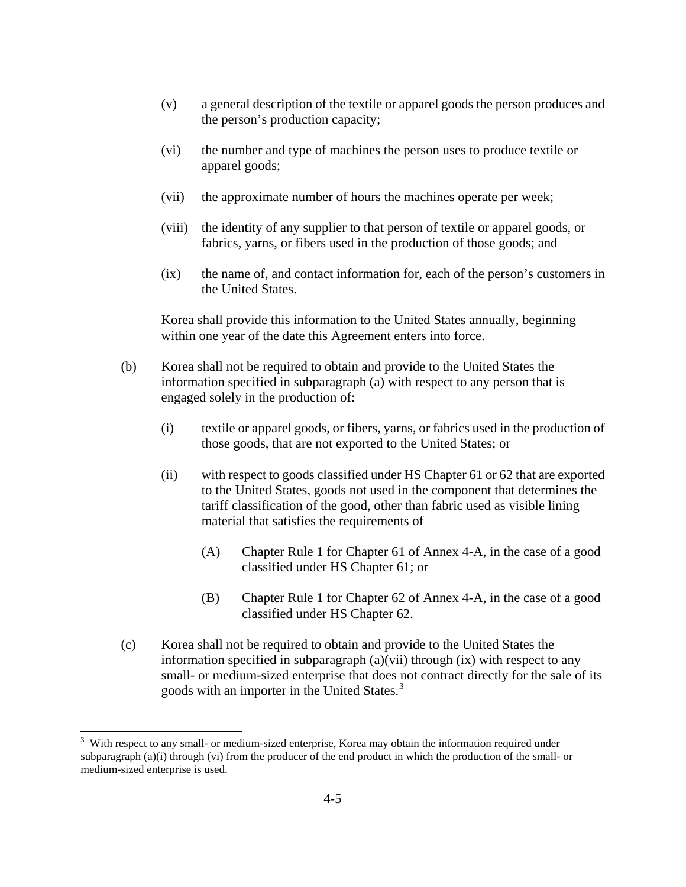(v) a general description of the textile or apparel goods the person produces and the person's production capacity;

(vi) the number and type of machines the person uses to produce textile or apparel goods;

(vii) the approximate number of hours the machines operate per week;

(viii) the identity of any supplier to that person of textile or apparel goods, or fabrics, yarns, or fibers used in the production of those goods; and

(ix) the name of, and contact information for, each of the person's customers in the United States.

Korea shall provide this information to the United States annually, beginning within one year of the date this Agreement enters into force.

(b) Korea shall not be required to obtain and provide to the United States the information specified in subparagraph (a) with respect to any person that is engaged solely in the production of:

(i) textile or apparel goods, or fibers, yarns, or fabrics used in the production of those goods, that are not exported to the United States; or

(ii) with respect to goods classified under HS Chapter 61 or 62 that are exported to the United States, goods not used in the component that determines the tariff classification of the good, other than fabric used as visible lining material that satisfies the requirements of

(A) Chapter Rule 1 for Chapter 61 of Annex 4-A, in the case of a good classified under HS Chapter 61; or

(B) Chapter Rule 1 for Chapter 62 of Annex 4-A, in the case of a good classified under HS Chapter 62.

(c) Korea shall not be required to obtain and provide to the United States the information specified in subparagraph (a)(vii) through (ix) with respect to any small- or medium-sized enterprise that does not contract directly for the sale of its goods with an importer in the United States.[3]

---

[3] With respect to any small- or medium-sized enterprise, Korea may obtain the information required under subparagraph (a)(i) through (vi) from the producer of the end product in which the production of the small- or medium-sized enterprise is used.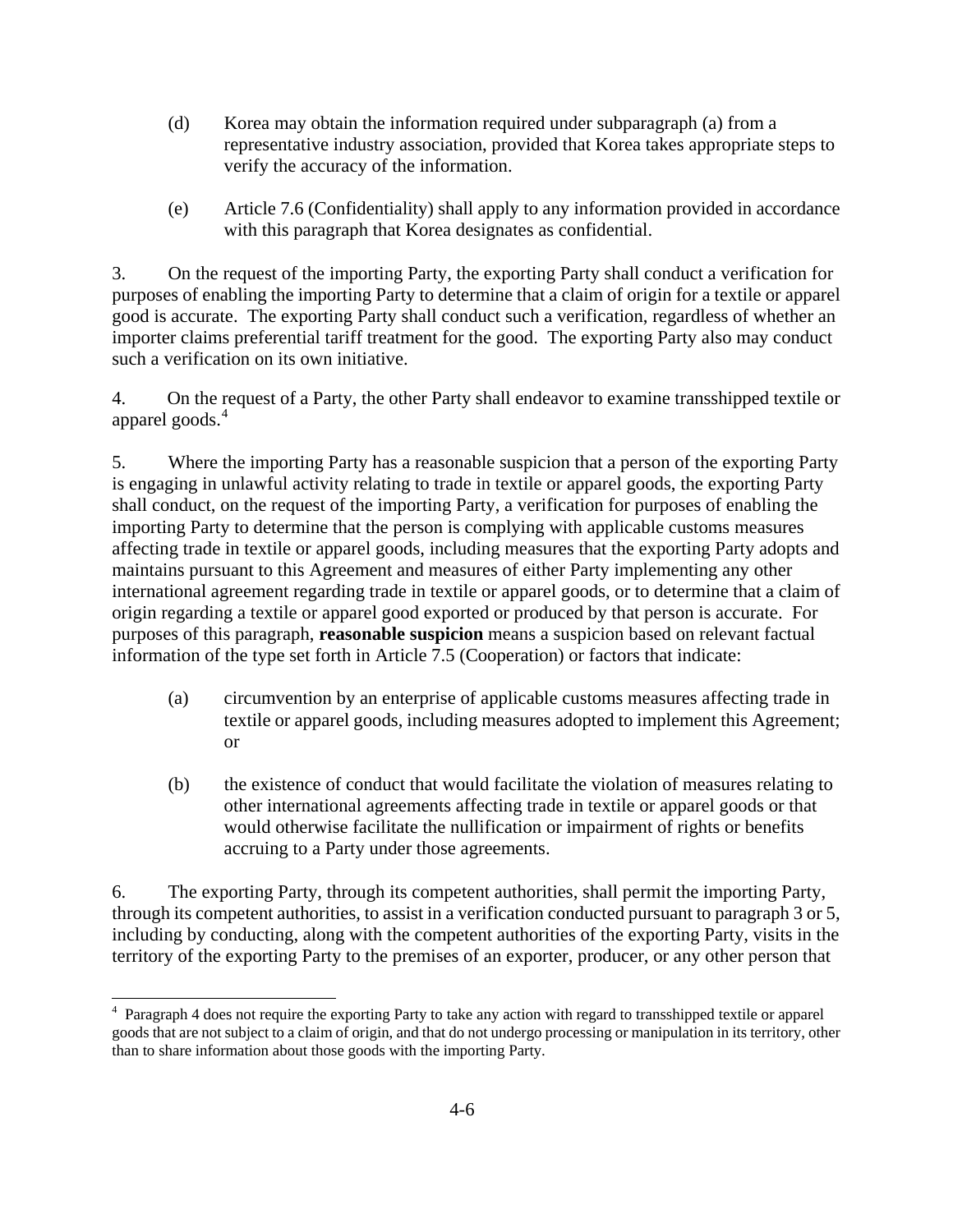(d) Korea may obtain the information required under subparagraph (a) from a representative industry association, provided that Korea takes appropriate steps to verify the accuracy of the information.

(e) Article 7.6 (Confidentiality) shall apply to any information provided in accordance with this paragraph that Korea designates as confidential.

3. On the request of the importing Party, the exporting Party shall conduct a verification for purposes of enabling the importing Party to determine that a claim of origin for a textile or apparel good is accurate. The exporting Party shall conduct such a verification, regardless of whether an importer claims preferential tariff treatment for the good. The exporting Party also may conduct such a verification on its own initiative.

4. On the request of a Party, the other Party shall endeavor to examine transshipped textile or apparel goods.[4]

5. Where the importing Party has a reasonable suspicion that a person of the exporting Party is engaging in unlawful activity relating to trade in textile or apparel goods, the exporting Party shall conduct, on the request of the importing Party, a verification for purposes of enabling the importing Party to determine that the person is complying with applicable customs measures affecting trade in textile or apparel goods, including measures that the exporting Party adopts and maintains pursuant to this Agreement and measures of either Party implementing any other international agreement regarding trade in textile or apparel goods, or to determine that a claim of origin regarding a textile or apparel good exported or produced by that person is accurate. For purposes of this paragraph, **reasonable suspicion** means a suspicion based on relevant factual information of the type set forth in Article 7.5 (Cooperation) or factors that indicate:

(a) circumvention by an enterprise of applicable customs measures affecting trade in textile or apparel goods, including measures adopted to implement this Agreement; or

(b) the existence of conduct that would facilitate the violation of measures relating to other international agreements affecting trade in textile or apparel goods or that would otherwise facilitate the nullification or impairment of rights or benefits accruing to a Party under those agreements.

6. The exporting Party, through its competent authorities, shall permit the importing Party, through its competent authorities, to assist in a verification conducted pursuant to paragraph 3 or 5, including by conducting, along with the competent authorities of the exporting Party, visits in the territory of the exporting Party to the premises of an exporter, producer, or any other person that

---

[4] Paragraph 4 does not require the exporting Party to take any action with regard to transshipped textile or apparel goods that are not subject to a claim of origin, and that do not undergo processing or manipulation in its territory, other than to share information about those goods with the importing Party.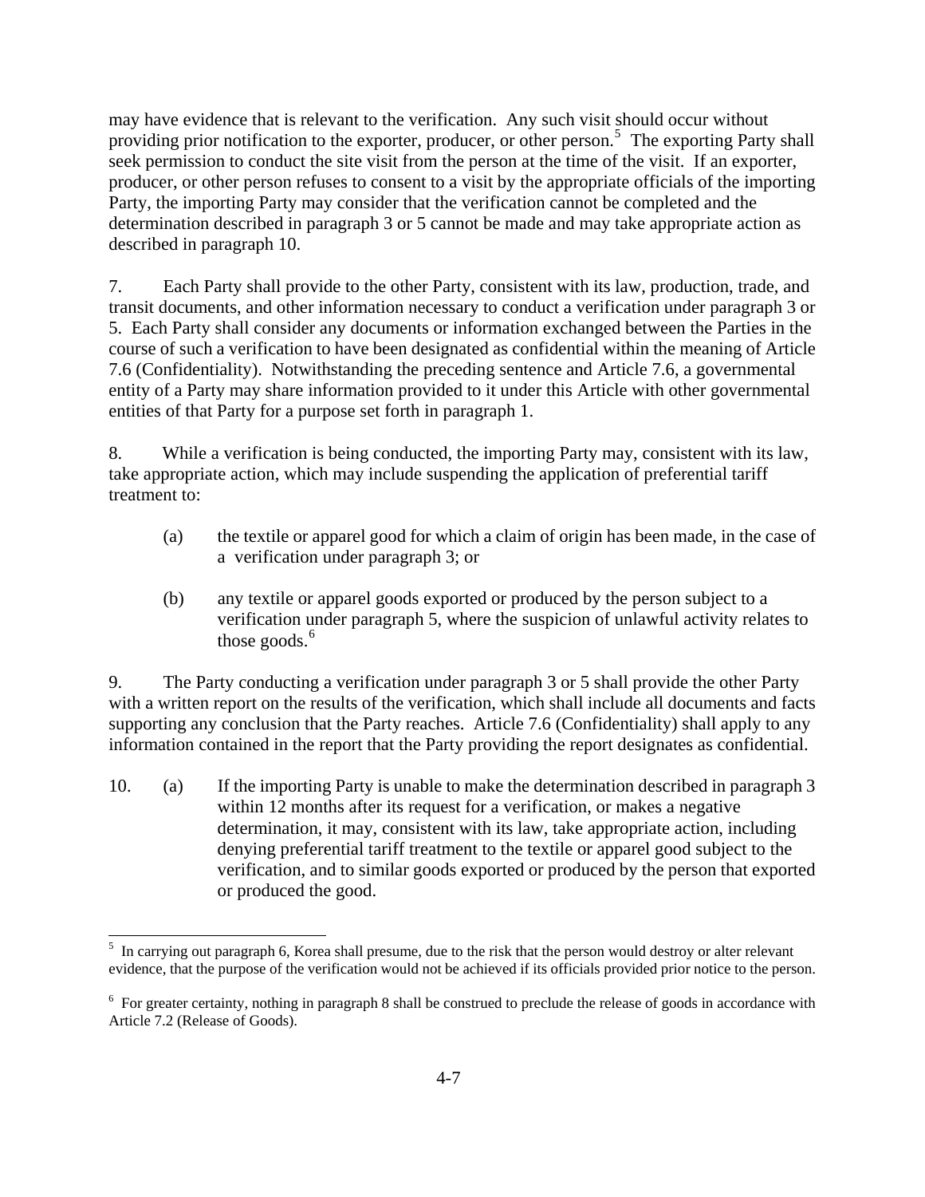may have evidence that is relevant to the verification. Any such visit should occur without providing prior notification to the exporter, producer, or other person.[5] The exporting Party shall seek permission to conduct the site visit from the person at the time of the visit. If an exporter, producer, or other person refuses to consent to a visit by the appropriate officials of the importing Party, the importing Party may consider that the verification cannot be completed and the determination described in paragraph 3 or 5 cannot be made and may take appropriate action as described in paragraph 10.

7. Each Party shall provide to the other Party, consistent with its law, production, trade, and transit documents, and other information necessary to conduct a verification under paragraph 3 or 5. Each Party shall consider any documents or information exchanged between the Parties in the course of such a verification to have been designated as confidential within the meaning of Article 7.6 (Confidentiality). Notwithstanding the preceding sentence and Article 7.6, a governmental entity of a Party may share information provided to it under this Article with other governmental entities of that Party for a purpose set forth in paragraph 1.

8. While a verification is being conducted, the importing Party may, consistent with its law, take appropriate action, which may include suspending the application of preferential tariff treatment to:

(a) the textile or apparel good for which a claim of origin has been made, in the case of a verification under paragraph 3; or

(b) any textile or apparel goods exported or produced by the person subject to a verification under paragraph 5, where the suspicion of unlawful activity relates to those goods.[6]

9. The Party conducting a verification under paragraph 3 or 5 shall provide the other Party with a written report on the results of the verification, which shall include all documents and facts supporting any conclusion that the Party reaches. Article 7.6 (Confidentiality) shall apply to any information contained in the report that the Party providing the report designates as confidential.

10. (a) If the importing Party is unable to make the determination described in paragraph 3 within 12 months after its request for a verification, or makes a negative determination, it may, consistent with its law, take appropriate action, including denying preferential tariff treatment to the textile or apparel good subject to the verification, and to similar goods exported or produced by the person that exported or produced the good.

---

[5] In carrying out paragraph 6, Korea shall presume, due to the risk that the person would destroy or alter relevant evidence, that the purpose of the verification would not be achieved if its officials provided prior notice to the person.

[6] For greater certainty, nothing in paragraph 8 shall be construed to preclude the release of goods in accordance with Article 7.2 (Release of Goods).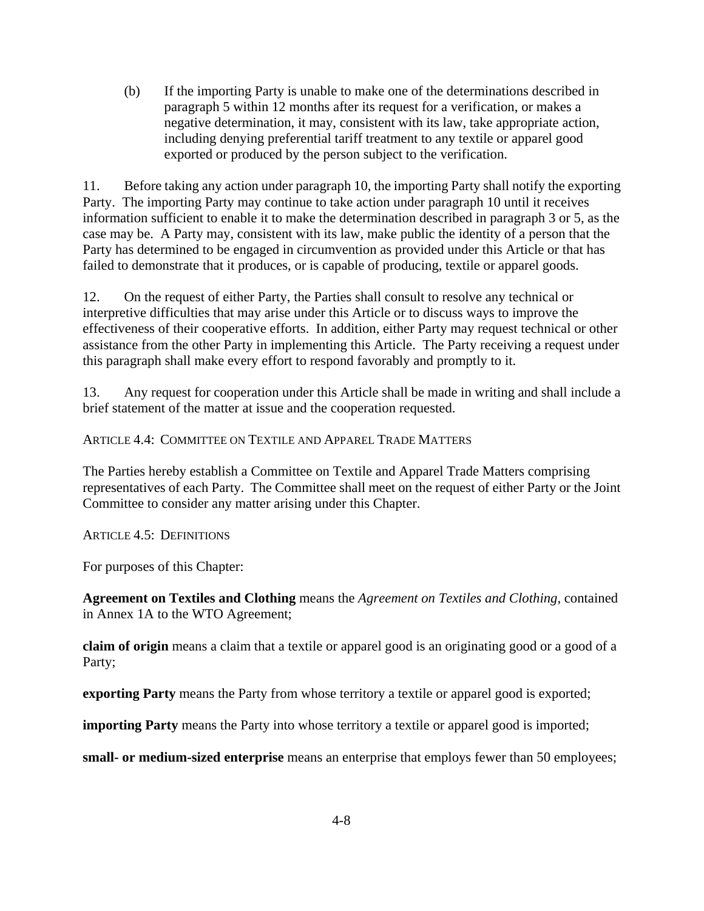(b) If the importing Party is unable to make one of the determinations described in paragraph 5 within 12 months after its request for a verification, or makes a negative determination, it may, consistent with its law, take appropriate action, including denying preferential tariff treatment to any textile or apparel good exported or produced by the person subject to the verification.

11. Before taking any action under paragraph 10, the importing Party shall notify the exporting Party. The importing Party may continue to take action under paragraph 10 until it receives information sufficient to enable it to make the determination described in paragraph 3 or 5, as the case may be. A Party may, consistent with its law, make public the identity of a person that the Party has determined to be engaged in circumvention as provided under this Article or that has failed to demonstrate that it produces, or is capable of producing, textile or apparel goods.

12. On the request of either Party, the Parties shall consult to resolve any technical or interpretive difficulties that may arise under this Article or to discuss ways to improve the effectiveness of their cooperative efforts. In addition, either Party may request technical or other assistance from the other Party in implementing this Article. The Party receiving a request under this paragraph shall make every effort to respond favorably and promptly to it.

13. Any request for cooperation under this Article shall be made in writing and shall include a brief statement of the matter at issue and the cooperation requested.

## Article 4.4: Committee on Textile and Apparel Trade Matters

The Parties hereby establish a Committee on Textile and Apparel Trade Matters comprising representatives of each Party. The Committee shall meet on the request of either Party or the Joint Committee to consider any matter arising under this Chapter.

## Article 4.5: Definitions

For purposes of this Chapter:

**Agreement on Textiles and Clothing** means the *Agreement on Textiles and Clothing*, contained in Annex 1A to the WTO Agreement;

**claim of origin** means a claim that a textile or apparel good is an originating good or a good of a Party;

**exporting Party** means the Party from whose territory a textile or apparel good is exported;

**importing Party** means the Party into whose territory a textile or apparel good is imported;

**small- or medium-sized enterprise** means an enterprise that employs fewer than 50 employees;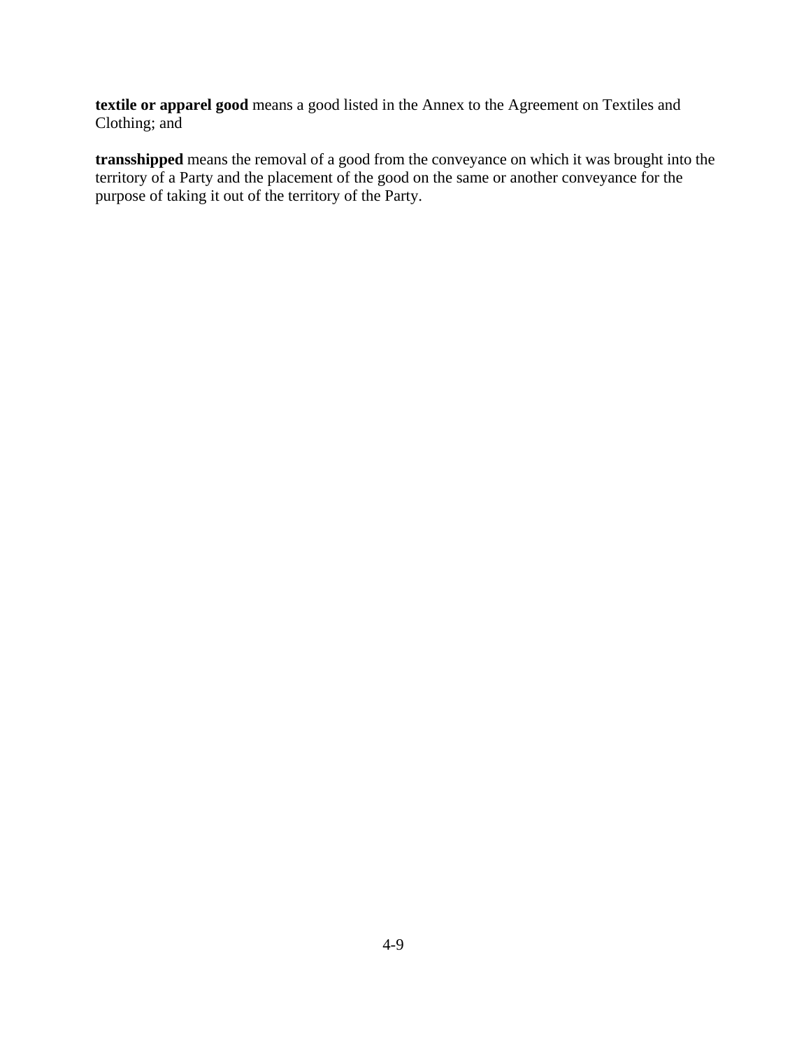**textile or apparel good** means a good listed in the Annex to the Agreement on Textiles and Clothing; and

**transshipped** means the removal of a good from the conveyance on which it was brought into the territory of a Party and the placement of the good on the same or another conveyance for the purpose of taking it out of the territory of the Party.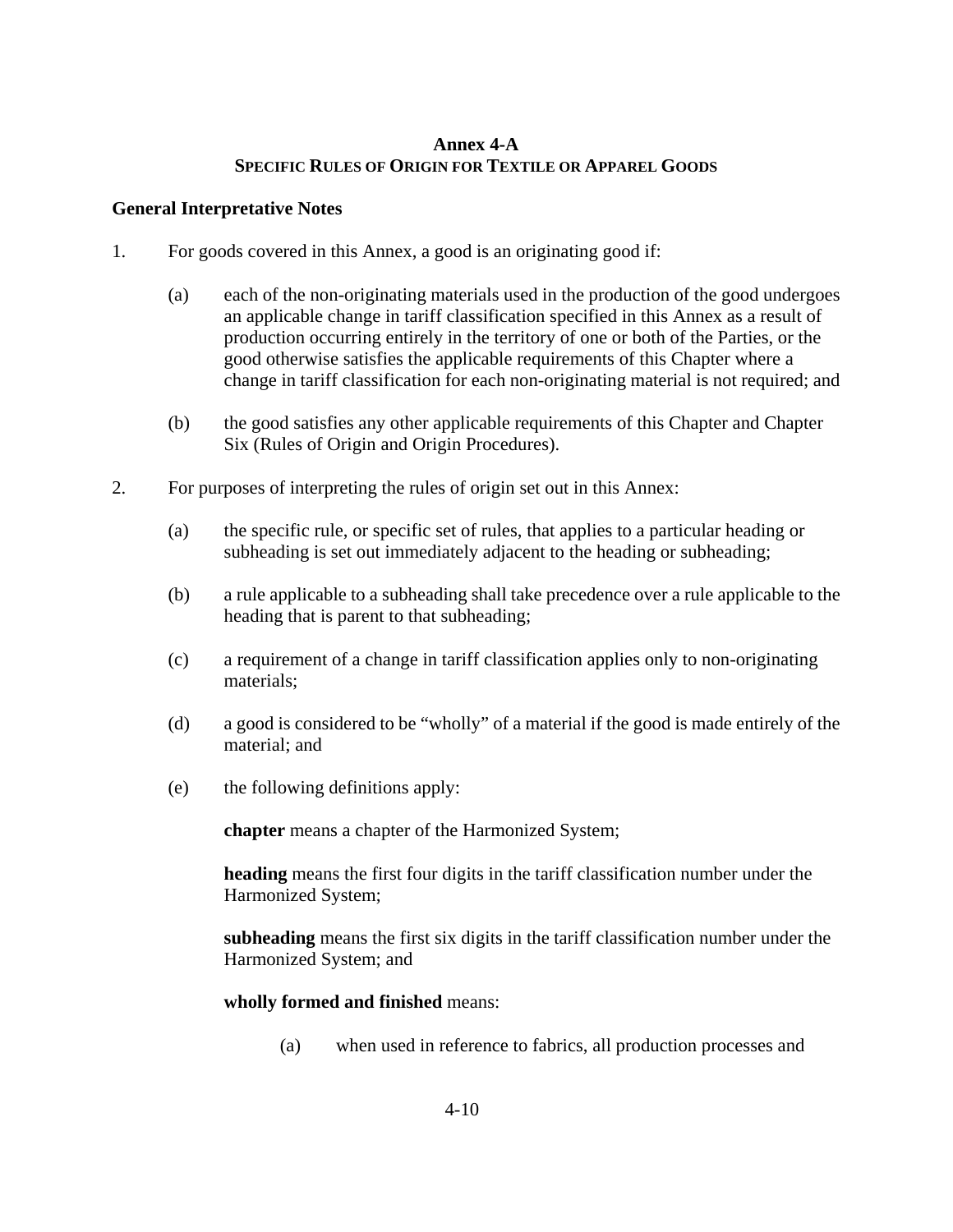## Annex 4-A
### SPECIFIC RULES OF ORIGIN FOR TEXTILE OR APPAREL GOODS

**General Interpretative Notes**

1. For goods covered in this Annex, a good is an originating good if:

   (a) each of the non-originating materials used in the production of the good undergoes an applicable change in tariff classification specified in this Annex as a result of production occurring entirely in the territory of one or both of the Parties, or the good otherwise satisfies the applicable requirements of this Chapter where a change in tariff classification for each non-originating material is not required; and

   (b) the good satisfies any other applicable requirements of this Chapter and Chapter Six (Rules of Origin and Origin Procedures).

2. For purposes of interpreting the rules of origin set out in this Annex:

   (a) the specific rule, or specific set of rules, that applies to a particular heading or subheading is set out immediately adjacent to the heading or subheading;

   (b) a rule applicable to a subheading shall take precedence over a rule applicable to the heading that is parent to that subheading;

   (c) a requirement of a change in tariff classification applies only to non-originating materials;

   (d) a good is considered to be "wholly" of a material if the good is made entirely of the material; and

   (e) the following definitions apply:

   **chapter** means a chapter of the Harmonized System;

   **heading** means the first four digits in the tariff classification number under the Harmonized System;

   **subheading** means the first six digits in the tariff classification number under the Harmonized System; and

   **wholly formed and finished** means:

      (a) when used in reference to fabrics, all production processes and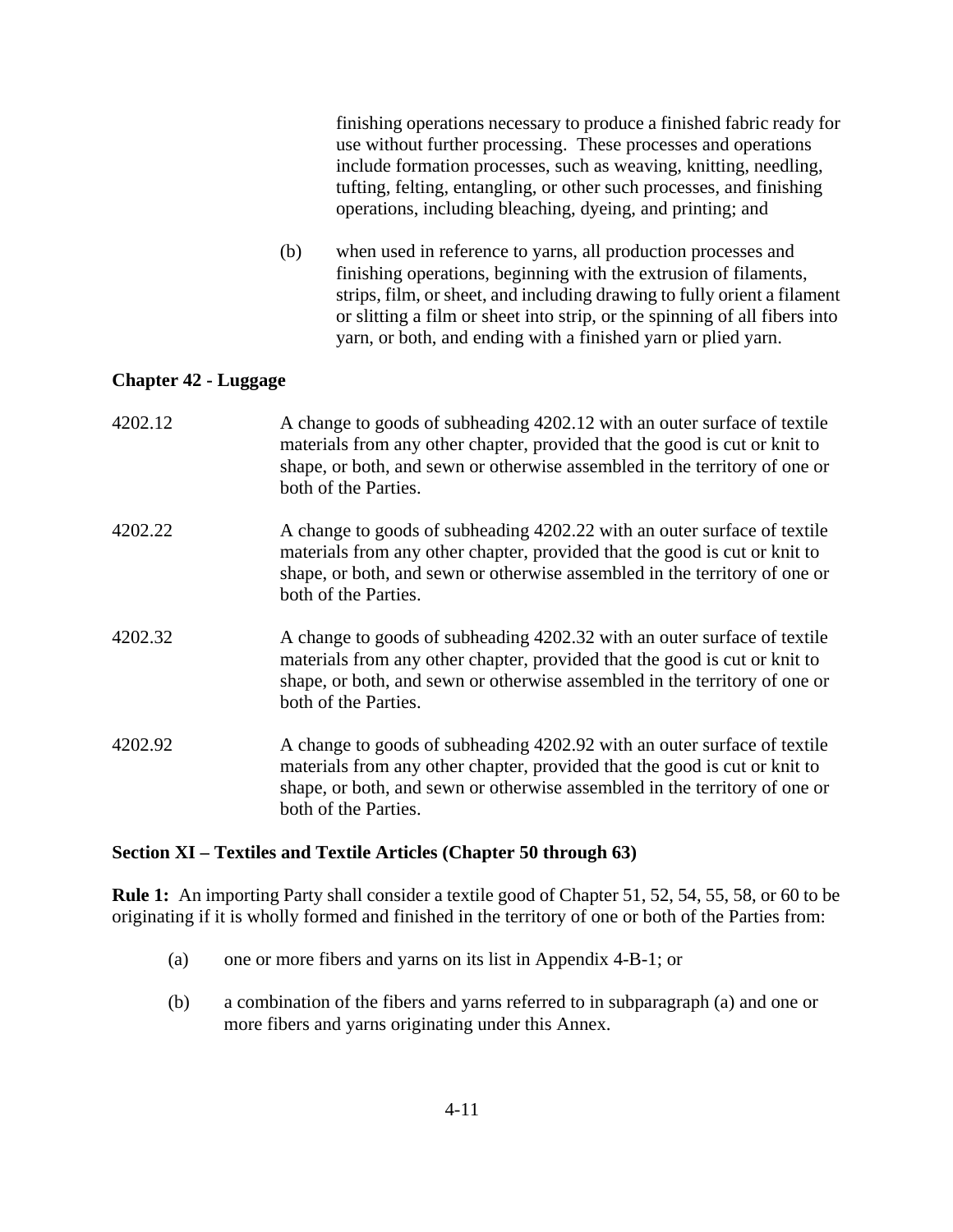finishing operations necessary to produce a finished fabric ready for use without further processing. These processes and operations include formation processes, such as weaving, knitting, needling, tufting, felting, entangling, or other such processes, and finishing operations, including bleaching, dyeing, and printing; and

(b) when used in reference to yarns, all production processes and finishing operations, beginning with the extrusion of filaments, strips, film, or sheet, and including drawing to fully orient a filament or slitting a film or sheet into strip, or the spinning of all fibers into yarn, or both, and ending with a finished yarn or plied yarn.

**Chapter 42 - Luggage**

4202.12 A change to goods of subheading 4202.12 with an outer surface of textile materials from any other chapter, provided that the good is cut or knit to shape, or both, and sewn or otherwise assembled in the territory of one or both of the Parties.

4202.22 A change to goods of subheading 4202.22 with an outer surface of textile materials from any other chapter, provided that the good is cut or knit to shape, or both, and sewn or otherwise assembled in the territory of one or both of the Parties.

4202.32 A change to goods of subheading 4202.32 with an outer surface of textile materials from any other chapter, provided that the good is cut or knit to shape, or both, and sewn or otherwise assembled in the territory of one or both of the Parties.

4202.92 A change to goods of subheading 4202.92 with an outer surface of textile materials from any other chapter, provided that the good is cut or knit to shape, or both, and sewn or otherwise assembled in the territory of one or both of the Parties.

**Section XI – Textiles and Textile Articles (Chapter 50 through 63)**

**Rule 1:** An importing Party shall consider a textile good of Chapter 51, 52, 54, 55, 58, or 60 to be originating if it is wholly formed and finished in the territory of one or both of the Parties from:

(a) one or more fibers and yarns on its list in Appendix 4-B-1; or

(b) a combination of the fibers and yarns referred to in subparagraph (a) and one or more fibers and yarns originating under this Annex.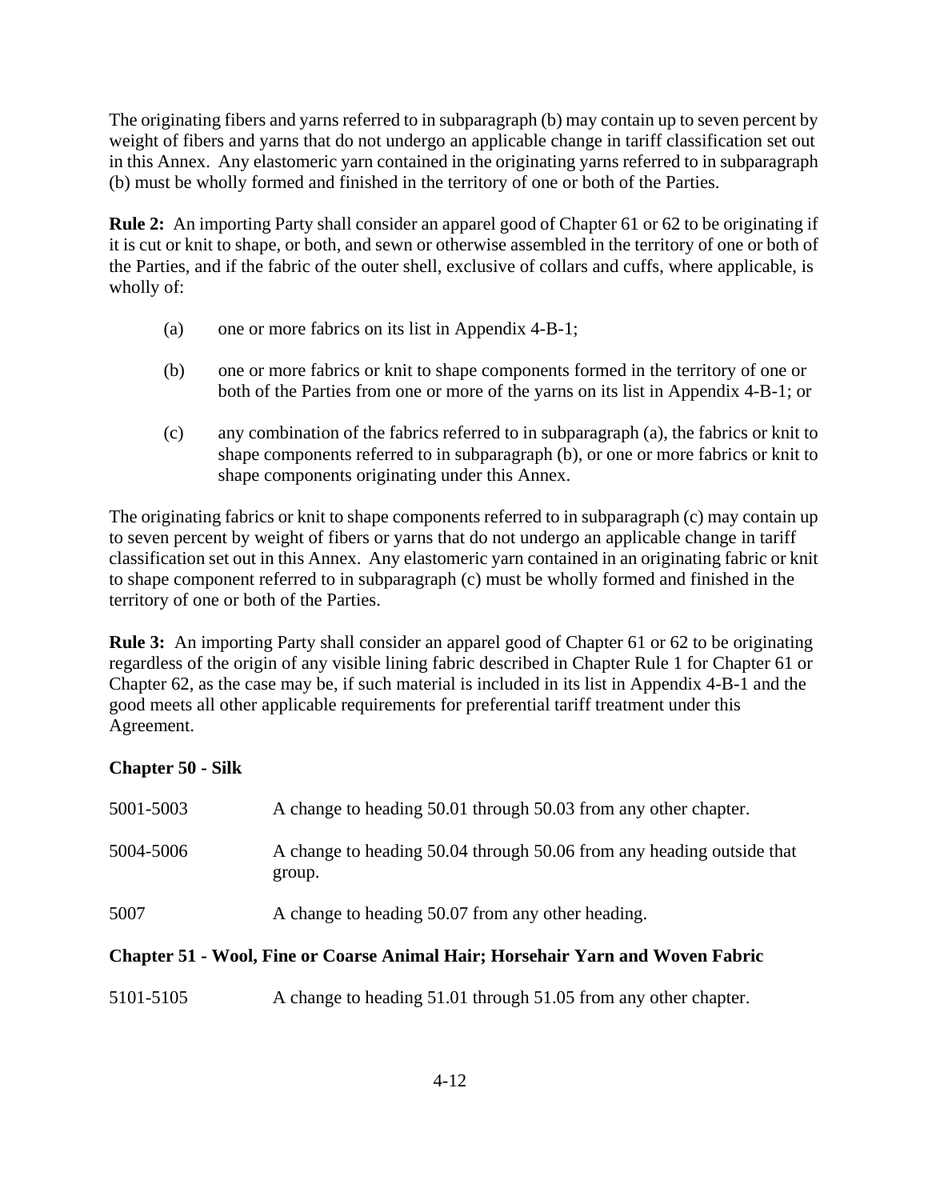The originating fibers and yarns referred to in subparagraph (b) may contain up to seven percent by weight of fibers and yarns that do not undergo an applicable change in tariff classification set out in this Annex. Any elastomeric yarn contained in the originating yarns referred to in subparagraph (b) must be wholly formed and finished in the territory of one or both of the Parties.

**Rule 2:** An importing Party shall consider an apparel good of Chapter 61 or 62 to be originating if it is cut or knit to shape, or both, and sewn or otherwise assembled in the territory of one or both of the Parties, and if the fabric of the outer shell, exclusive of collars and cuffs, where applicable, is wholly of:

(a) one or more fabrics on its list in Appendix 4-B-1;

(b) one or more fabrics or knit to shape components formed in the territory of one or both of the Parties from one or more of the yarns on its list in Appendix 4-B-1; or

(c) any combination of the fabrics referred to in subparagraph (a), the fabrics or knit to shape components referred to in subparagraph (b), or one or more fabrics or knit to shape components originating under this Annex.

The originating fabrics or knit to shape components referred to in subparagraph (c) may contain up to seven percent by weight of fibers or yarns that do not undergo an applicable change in tariff classification set out in this Annex. Any elastomeric yarn contained in an originating fabric or knit to shape component referred to in subparagraph (c) must be wholly formed and finished in the territory of one or both of the Parties.

**Rule 3:** An importing Party shall consider an apparel good of Chapter 61 or 62 to be originating regardless of the origin of any visible lining fabric described in Chapter Rule 1 for Chapter 61 or Chapter 62, as the case may be, if such material is included in its list in Appendix 4-B-1 and the good meets all other applicable requirements for preferential tariff treatment under this Agreement.

**Chapter 50 - Silk**

| | |
|---|---|
| 5001-5003 | A change to heading 50.01 through 50.03 from any other chapter. |
| 5004-5006 | A change to heading 50.04 through 50.06 from any heading outside that group. |
| 5007 | A change to heading 50.07 from any other heading. |

**Chapter 51 - Wool, Fine or Coarse Animal Hair; Horsehair Yarn and Woven Fabric**

| | |
|---|---|
| 5101-5105 | A change to heading 51.01 through 51.05 from any other chapter. |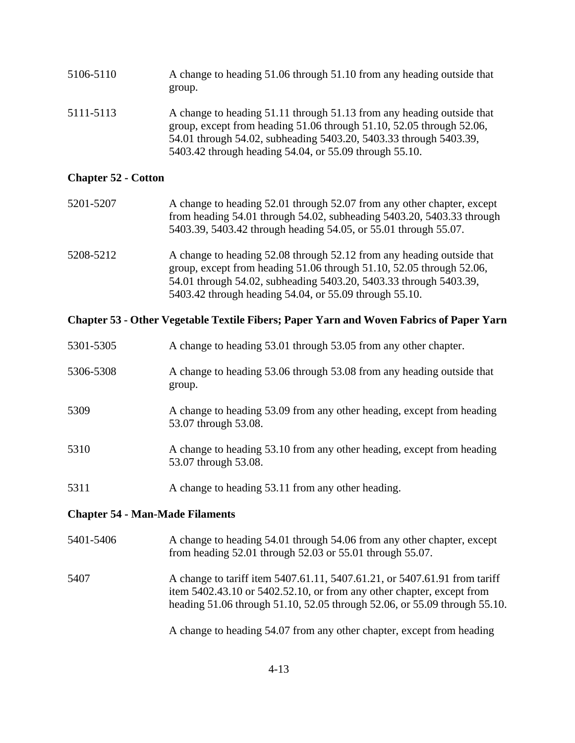| | |
|---|---|
| 5106-5110 | A change to heading 51.06 through 51.10 from any heading outside that group. |
| 5111-5113 | A change to heading 51.11 through 51.13 from any heading outside that group, except from heading 51.06 through 51.10, 52.05 through 52.06, 54.01 through 54.02, subheading 5403.20, 5403.33 through 5403.39, 5403.42 through heading 54.04, or 55.09 through 55.10. |

**Chapter 52 - Cotton**

| | |
|---|---|
| 5201-5207 | A change to heading 52.01 through 52.07 from any other chapter, except from heading 54.01 through 54.02, subheading 5403.20, 5403.33 through 5403.39, 5403.42 through heading 54.05, or 55.01 through 55.07. |
| 5208-5212 | A change to heading 52.08 through 52.12 from any heading outside that group, except from heading 51.06 through 51.10, 52.05 through 52.06, 54.01 through 54.02, subheading 5403.20, 5403.33 through 5403.39, 5403.42 through heading 54.04, or 55.09 through 55.10. |

**Chapter 53 - Other Vegetable Textile Fibers; Paper Yarn and Woven Fabrics of Paper Yarn**

| | |
|---|---|
| 5301-5305 | A change to heading 53.01 through 53.05 from any other chapter. |
| 5306-5308 | A change to heading 53.06 through 53.08 from any heading outside that group. |
| 5309 | A change to heading 53.09 from any other heading, except from heading 53.07 through 53.08. |
| 5310 | A change to heading 53.10 from any other heading, except from heading 53.07 through 53.08. |
| 5311 | A change to heading 53.11 from any other heading. |

**Chapter 54 - Man-Made Filaments**

| | |
|---|---|
| 5401-5406 | A change to heading 54.01 through 54.06 from any other chapter, except from heading 52.01 through 52.03 or 55.01 through 55.07. |
| 5407 | A change to tariff item 5407.61.11, 5407.61.21, or 5407.61.91 from tariff item 5402.43.10 or 5402.52.10, or from any other chapter, except from heading 51.06 through 51.10, 52.05 through 52.06, or 55.09 through 55.10. |
| | A change to heading 54.07 from any other chapter, except from heading |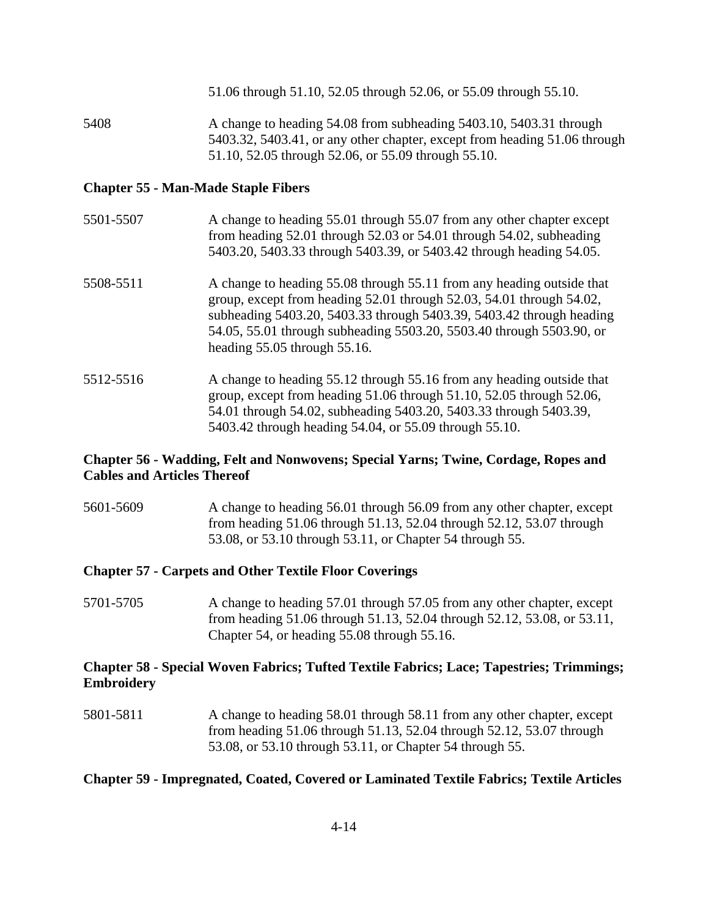51.06 through 51.10, 52.05 through 52.06, or 55.09 through 55.10.

5408 A change to heading 54.08 from subheading 5403.10, 5403.31 through 5403.32, 5403.41, or any other chapter, except from heading 51.06 through 51.10, 52.05 through 52.06, or 55.09 through 55.10.

**Chapter 55 - Man-Made Staple Fibers**

5501-5507 A change to heading 55.01 through 55.07 from any other chapter except from heading 52.01 through 52.03 or 54.01 through 54.02, subheading 5403.20, 5403.33 through 5403.39, or 5403.42 through heading 54.05.

5508-5511 A change to heading 55.08 through 55.11 from any heading outside that group, except from heading 52.01 through 52.03, 54.01 through 54.02, subheading 5403.20, 5403.33 through 5403.39, 5403.42 through heading 54.05, 55.01 through subheading 5503.20, 5503.40 through 5503.90, or heading 55.05 through 55.16.

5512-5516 A change to heading 55.12 through 55.16 from any heading outside that group, except from heading 51.06 through 51.10, 52.05 through 52.06, 54.01 through 54.02, subheading 5403.20, 5403.33 through 5403.39, 5403.42 through heading 54.04, or 55.09 through 55.10.

**Chapter 56 - Wadding, Felt and Nonwovens; Special Yarns; Twine, Cordage, Ropes and Cables and Articles Thereof**

5601-5609 A change to heading 56.01 through 56.09 from any other chapter, except from heading 51.06 through 51.13, 52.04 through 52.12, 53.07 through 53.08, or 53.10 through 53.11, or Chapter 54 through 55.

**Chapter 57 - Carpets and Other Textile Floor Coverings**

5701-5705 A change to heading 57.01 through 57.05 from any other chapter, except from heading 51.06 through 51.13, 52.04 through 52.12, 53.08, or 53.11, Chapter 54, or heading 55.08 through 55.16.

**Chapter 58 - Special Woven Fabrics; Tufted Textile Fabrics; Lace; Tapestries; Trimmings; Embroidery**

5801-5811 A change to heading 58.01 through 58.11 from any other chapter, except from heading 51.06 through 51.13, 52.04 through 52.12, 53.07 through 53.08, or 53.10 through 53.11, or Chapter 54 through 55.

**Chapter 59 - Impregnated, Coated, Covered or Laminated Textile Fabrics; Textile Articles**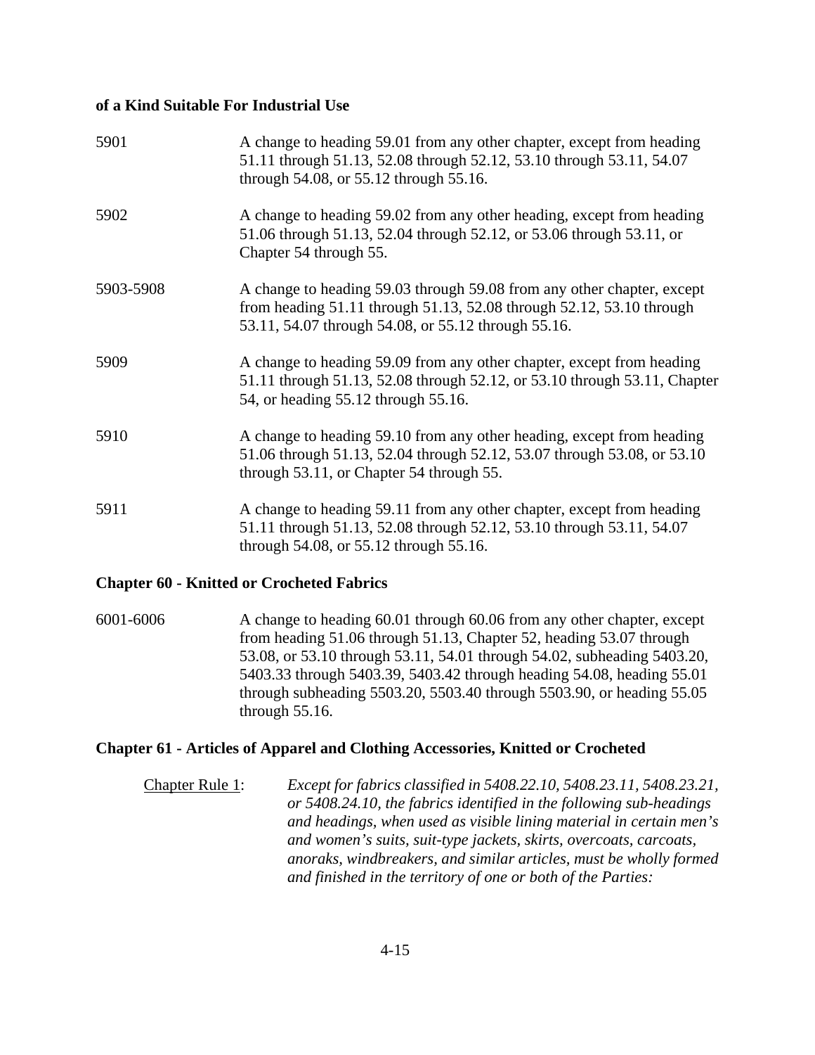**of a Kind Suitable For Industrial Use**

| | |
|---|---|
| 5901 | A change to heading 59.01 from any other chapter, except from heading 51.11 through 51.13, 52.08 through 52.12, 53.10 through 53.11, 54.07 through 54.08, or 55.12 through 55.16. |
| 5902 | A change to heading 59.02 from any other heading, except from heading 51.06 through 51.13, 52.04 through 52.12, or 53.06 through 53.11, or Chapter 54 through 55. |
| 5903-5908 | A change to heading 59.03 through 59.08 from any other chapter, except from heading 51.11 through 51.13, 52.08 through 52.12, 53.10 through 53.11, 54.07 through 54.08, or 55.12 through 55.16. |
| 5909 | A change to heading 59.09 from any other chapter, except from heading 51.11 through 51.13, 52.08 through 52.12, or 53.10 through 53.11, Chapter 54, or heading 55.12 through 55.16. |
| 5910 | A change to heading 59.10 from any other heading, except from heading 51.06 through 51.13, 52.04 through 52.12, 53.07 through 53.08, or 53.10 through 53.11, or Chapter 54 through 55. |
| 5911 | A change to heading 59.11 from any other chapter, except from heading 51.11 through 51.13, 52.08 through 52.12, 53.10 through 53.11, 54.07 through 54.08, or 55.12 through 55.16. |

**Chapter 60 - Knitted or Crocheted Fabrics**

| | |
|---|---|
| 6001-6006 | A change to heading 60.01 through 60.06 from any other chapter, except from heading 51.06 through 51.13, Chapter 52, heading 53.07 through 53.08, or 53.10 through 53.11, 54.01 through 54.02, subheading 5403.20, 5403.33 through 5403.39, 5403.42 through heading 54.08, heading 55.01 through subheading 5503.20, 5503.40 through 5503.90, or heading 55.05 through 55.16. |

**Chapter 61 - Articles of Apparel and Clothing Accessories, Knitted or Crocheted**

Chapter Rule 1: *Except for fabrics classified in 5408.22.10, 5408.23.11, 5408.23.21, or 5408.24.10, the fabrics identified in the following sub-headings and headings, when used as visible lining material in certain men's and women's suits, suit-type jackets, skirts, overcoats, carcoats, anoraks, windbreakers, and similar articles, must be wholly formed and finished in the territory of one or both of the Parties:*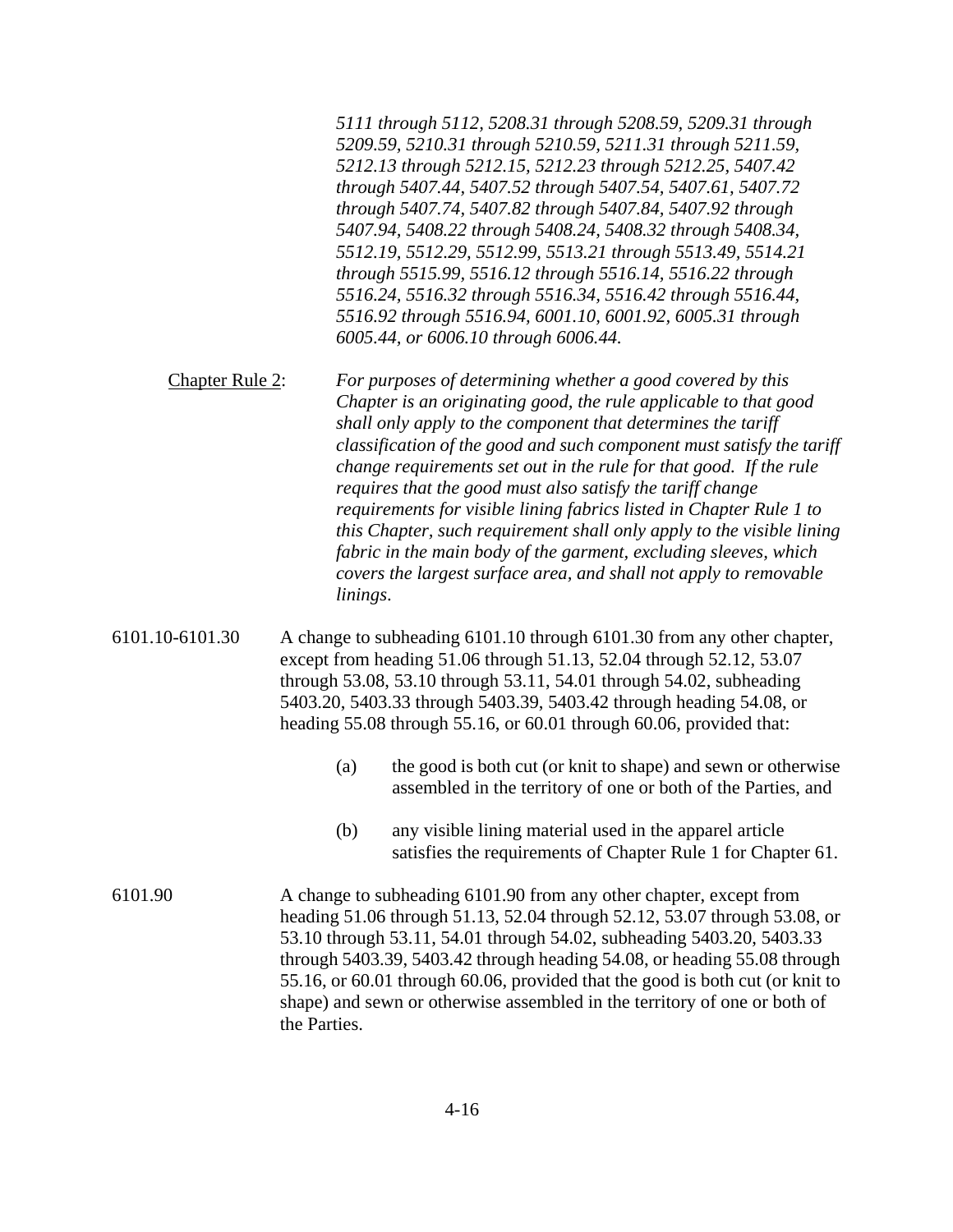*5111 through 5112, 5208.31 through 5208.59, 5209.31 through 5209.59, 5210.31 through 5210.59, 5211.31 through 5211.59, 5212.13 through 5212.15, 5212.23 through 5212.25, 5407.42 through 5407.44, 5407.52 through 5407.54, 5407.61, 5407.72 through 5407.74, 5407.82 through 5407.84, 5407.92 through 5407.94, 5408.22 through 5408.24, 5408.32 through 5408.34, 5512.19, 5512.29, 5512.99, 5513.21 through 5513.49, 5514.21 through 5515.99, 5516.12 through 5516.14, 5516.22 through 5516.24, 5516.32 through 5516.34, 5516.42 through 5516.44, 5516.92 through 5516.94, 6001.10, 6001.92, 6005.31 through 6005.44, or 6006.10 through 6006.44.*

Chapter Rule 2: *For purposes of determining whether a good covered by this Chapter is an originating good, the rule applicable to that good shall only apply to the component that determines the tariff classification of the good and such component must satisfy the tariff change requirements set out in the rule for that good. If the rule requires that the good must also satisfy the tariff change requirements for visible lining fabrics listed in Chapter Rule 1 to this Chapter, such requirement shall only apply to the visible lining fabric in the main body of the garment, excluding sleeves, which covers the largest surface area, and shall not apply to removable linings.*

6101.10-6101.30 A change to subheading 6101.10 through 6101.30 from any other chapter, except from heading 51.06 through 51.13, 52.04 through 52.12, 53.07 through 53.08, 53.10 through 53.11, 54.01 through 54.02, subheading 5403.20, 5403.33 through 5403.39, 5403.42 through heading 54.08, or heading 55.08 through 55.16, or 60.01 through 60.06, provided that:

(a) the good is both cut (or knit to shape) and sewn or otherwise assembled in the territory of one or both of the Parties, and

(b) any visible lining material used in the apparel article satisfies the requirements of Chapter Rule 1 for Chapter 61.

6101.90 A change to subheading 6101.90 from any other chapter, except from heading 51.06 through 51.13, 52.04 through 52.12, 53.07 through 53.08, or 53.10 through 53.11, 54.01 through 54.02, subheading 5403.20, 5403.33 through 5403.39, 5403.42 through heading 54.08, or heading 55.08 through 55.16, or 60.01 through 60.06, provided that the good is both cut (or knit to shape) and sewn or otherwise assembled in the territory of one or both of the Parties.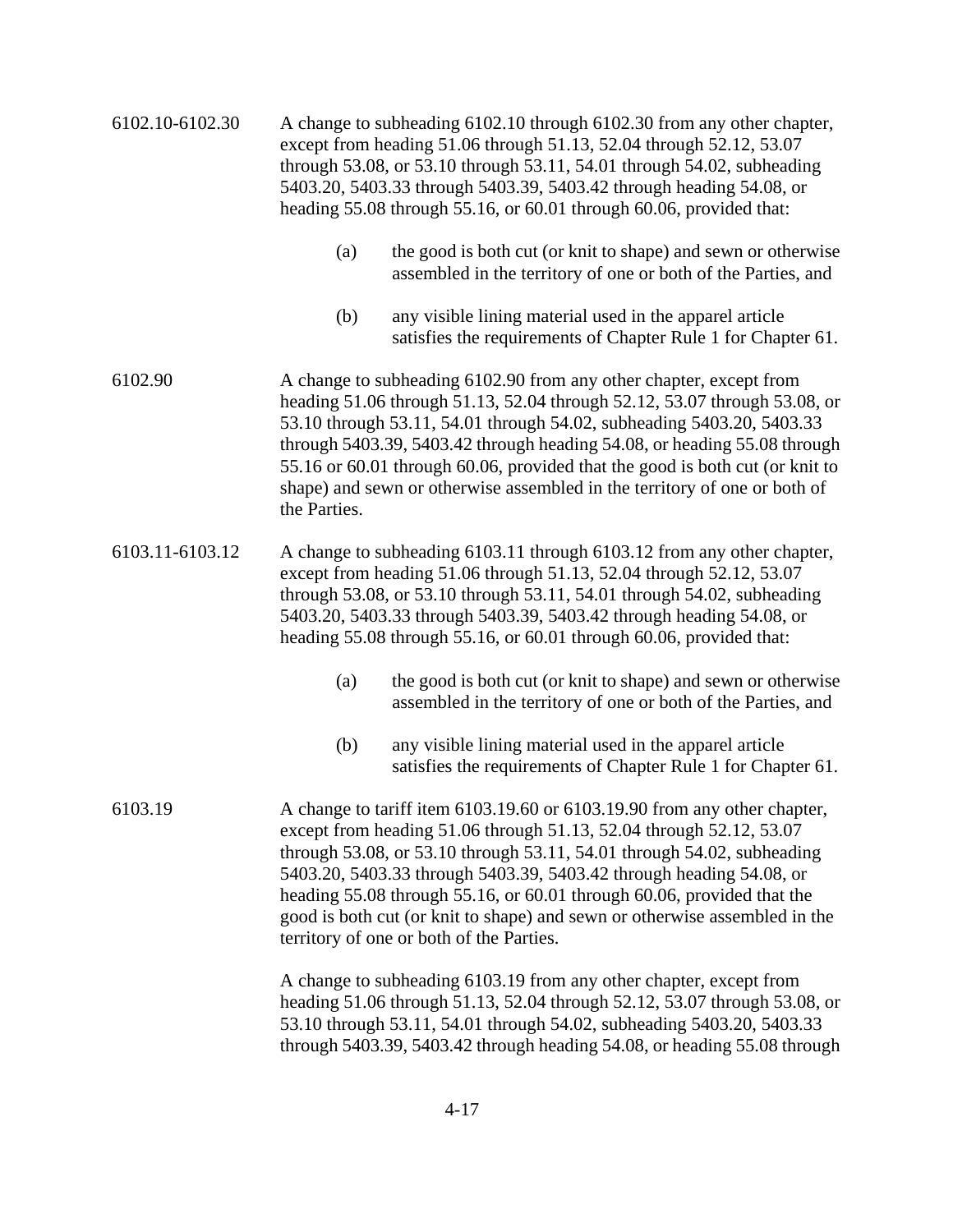6102.10-6102.30 A change to subheading 6102.10 through 6102.30 from any other chapter, except from heading 51.06 through 51.13, 52.04 through 52.12, 53.07 through 53.08, or 53.10 through 53.11, 54.01 through 54.02, subheading 5403.20, 5403.33 through 5403.39, 5403.42 through heading 54.08, or heading 55.08 through 55.16, or 60.01 through 60.06, provided that:

> (a) the good is both cut (or knit to shape) and sewn or otherwise assembled in the territory of one or both of the Parties, and
>
> (b) any visible lining material used in the apparel article satisfies the requirements of Chapter Rule 1 for Chapter 61.

6102.90 A change to subheading 6102.90 from any other chapter, except from heading 51.06 through 51.13, 52.04 through 52.12, 53.07 through 53.08, or 53.10 through 53.11, 54.01 through 54.02, subheading 5403.20, 5403.33 through 5403.39, 5403.42 through heading 54.08, or heading 55.08 through 55.16 or 60.01 through 60.06, provided that the good is both cut (or knit to shape) and sewn or otherwise assembled in the territory of one or both of the Parties.

6103.11-6103.12 A change to subheading 6103.11 through 6103.12 from any other chapter, except from heading 51.06 through 51.13, 52.04 through 52.12, 53.07 through 53.08, or 53.10 through 53.11, 54.01 through 54.02, subheading 5403.20, 5403.33 through 5403.39, 5403.42 through heading 54.08, or heading 55.08 through 55.16, or 60.01 through 60.06, provided that:

> (a) the good is both cut (or knit to shape) and sewn or otherwise assembled in the territory of one or both of the Parties, and
>
> (b) any visible lining material used in the apparel article satisfies the requirements of Chapter Rule 1 for Chapter 61.

6103.19 A change to tariff item 6103.19.60 or 6103.19.90 from any other chapter, except from heading 51.06 through 51.13, 52.04 through 52.12, 53.07 through 53.08, or 53.10 through 53.11, 54.01 through 54.02, subheading 5403.20, 5403.33 through 5403.39, 5403.42 through heading 54.08, or heading 55.08 through 55.16, or 60.01 through 60.06, provided that the good is both cut (or knit to shape) and sewn or otherwise assembled in the territory of one or both of the Parties.

A change to subheading 6103.19 from any other chapter, except from heading 51.06 through 51.13, 52.04 through 52.12, 53.07 through 53.08, or 53.10 through 53.11, 54.01 through 54.02, subheading 5403.20, 5403.33 through 5403.39, 5403.42 through heading 54.08, or heading 55.08 through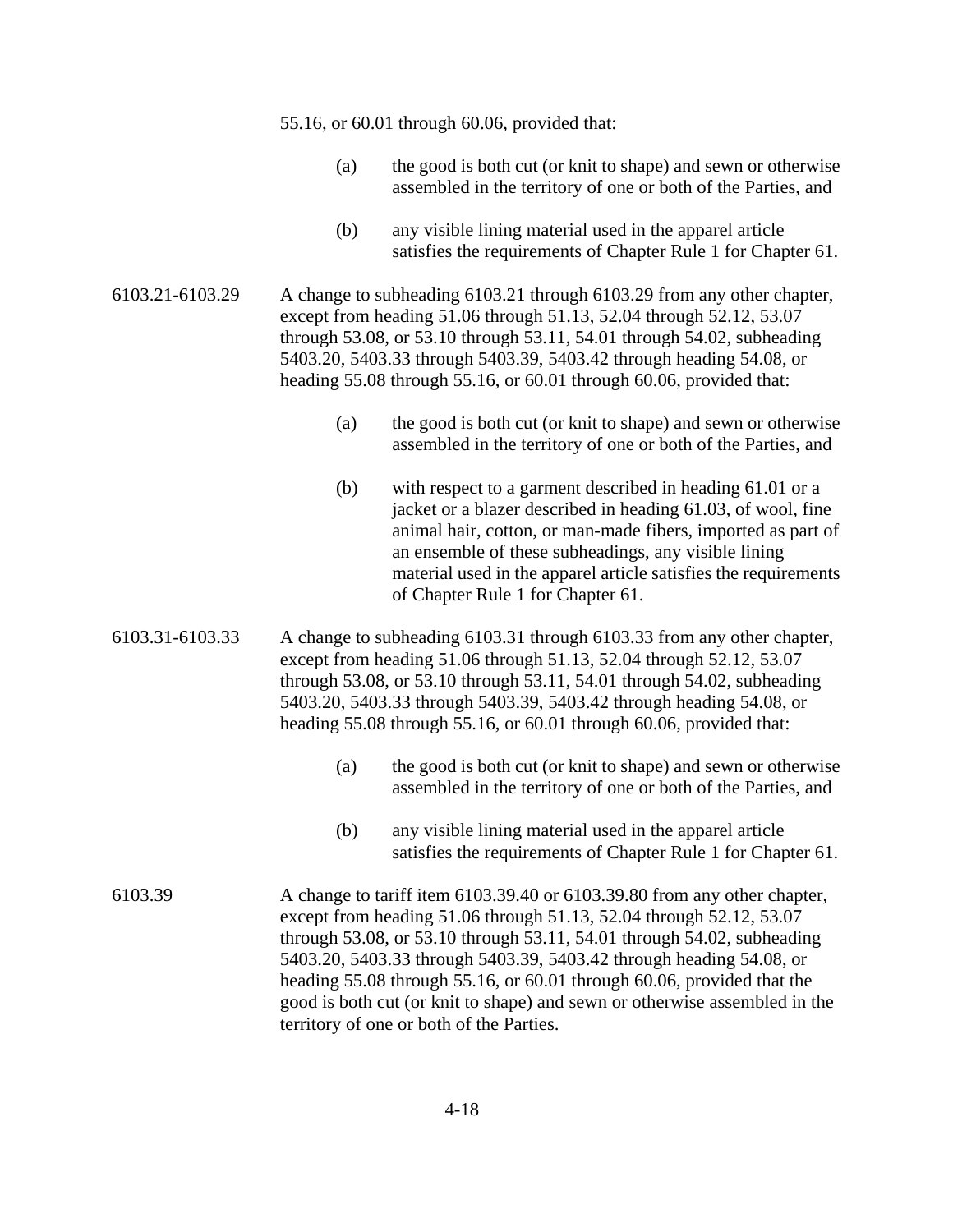55.16, or 60.01 through 60.06, provided that:

(a) the good is both cut (or knit to shape) and sewn or otherwise assembled in the territory of one or both of the Parties, and

(b) any visible lining material used in the apparel article satisfies the requirements of Chapter Rule 1 for Chapter 61.

6103.21-6103.29 A change to subheading 6103.21 through 6103.29 from any other chapter, except from heading 51.06 through 51.13, 52.04 through 52.12, 53.07 through 53.08, or 53.10 through 53.11, 54.01 through 54.02, subheading 5403.20, 5403.33 through 5403.39, 5403.42 through heading 54.08, or heading 55.08 through 55.16, or 60.01 through 60.06, provided that:

(a) the good is both cut (or knit to shape) and sewn or otherwise assembled in the territory of one or both of the Parties, and

(b) with respect to a garment described in heading 61.01 or a jacket or a blazer described in heading 61.03, of wool, fine animal hair, cotton, or man-made fibers, imported as part of an ensemble of these subheadings, any visible lining material used in the apparel article satisfies the requirements of Chapter Rule 1 for Chapter 61.

6103.31-6103.33 A change to subheading 6103.31 through 6103.33 from any other chapter, except from heading 51.06 through 51.13, 52.04 through 52.12, 53.07 through 53.08, or 53.10 through 53.11, 54.01 through 54.02, subheading 5403.20, 5403.33 through 5403.39, 5403.42 through heading 54.08, or heading 55.08 through 55.16, or 60.01 through 60.06, provided that:

(a) the good is both cut (or knit to shape) and sewn or otherwise assembled in the territory of one or both of the Parties, and

(b) any visible lining material used in the apparel article satisfies the requirements of Chapter Rule 1 for Chapter 61.

6103.39 A change to tariff item 6103.39.40 or 6103.39.80 from any other chapter, except from heading 51.06 through 51.13, 52.04 through 52.12, 53.07 through 53.08, or 53.10 through 53.11, 54.01 through 54.02, subheading 5403.20, 5403.33 through 5403.39, 5403.42 through heading 54.08, or heading 55.08 through 55.16, or 60.01 through 60.06, provided that the good is both cut (or knit to shape) and sewn or otherwise assembled in the territory of one or both of the Parties.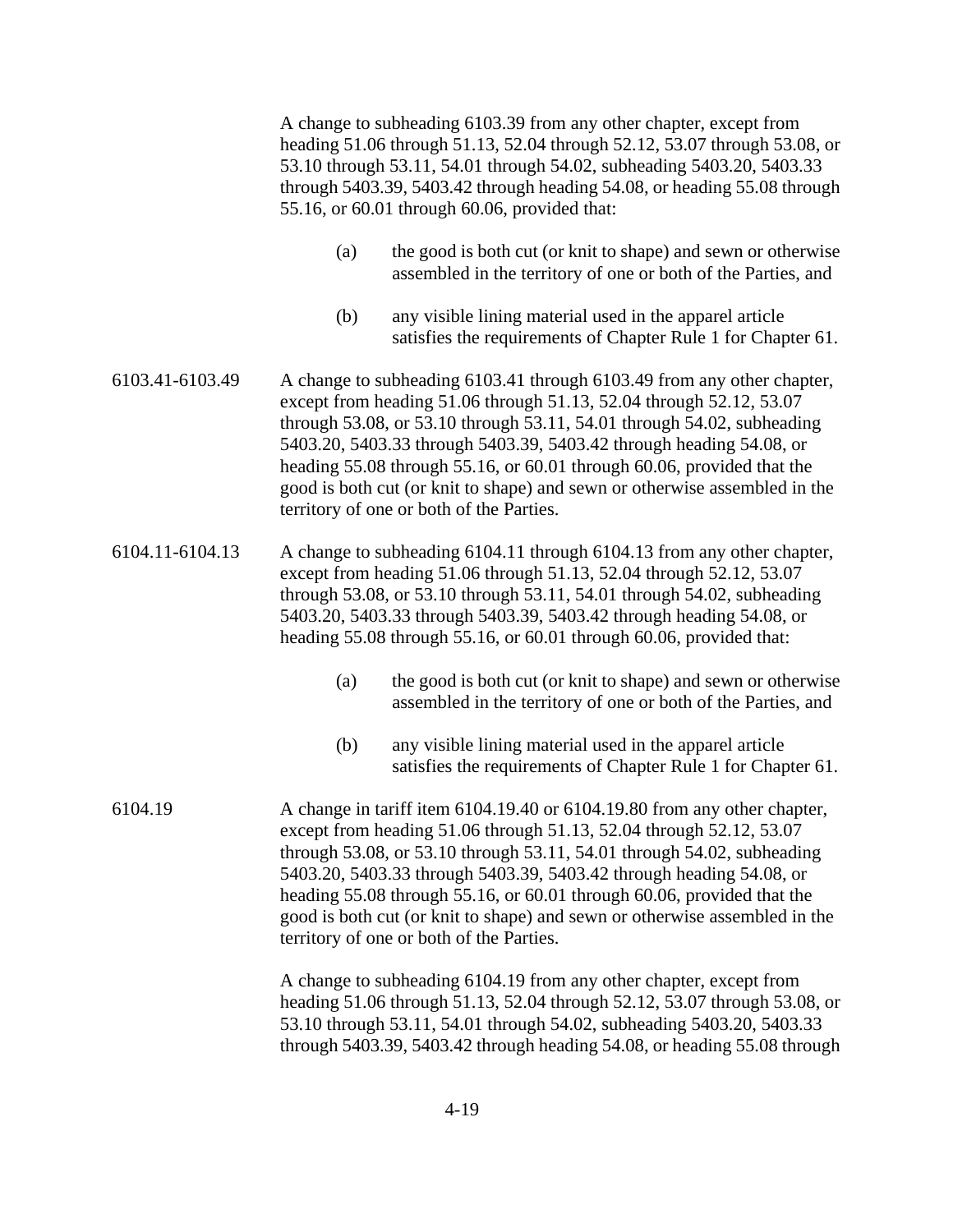| | |
|---|---|
| | A change to subheading 6103.39 from any other chapter, except from heading 51.06 through 51.13, 52.04 through 52.12, 53.07 through 53.08, or 53.10 through 53.11, 54.01 through 54.02, subheading 5403.20, 5403.33 through 5403.39, 5403.42 through heading 54.08, or heading 55.08 through 55.16, or 60.01 through 60.06, provided that:<br><br>(a) the good is both cut (or knit to shape) and sewn or otherwise assembled in the territory of one or both of the Parties, and<br><br>(b) any visible lining material used in the apparel article satisfies the requirements of Chapter Rule 1 for Chapter 61. |
| 6103.41-6103.49 | A change to subheading 6103.41 through 6103.49 from any other chapter, except from heading 51.06 through 51.13, 52.04 through 52.12, 53.07 through 53.08, or 53.10 through 53.11, 54.01 through 54.02, subheading 5403.20, 5403.33 through 5403.39, 5403.42 through heading 54.08, or heading 55.08 through 55.16, or 60.01 through 60.06, provided that the good is both cut (or knit to shape) and sewn or otherwise assembled in the territory of one or both of the Parties. |
| 6104.11-6104.13 | A change to subheading 6104.11 through 6104.13 from any other chapter, except from heading 51.06 through 51.13, 52.04 through 52.12, 53.07 through 53.08, or 53.10 through 53.11, 54.01 through 54.02, subheading 5403.20, 5403.33 through 5403.39, 5403.42 through heading 54.08, or heading 55.08 through 55.16, or 60.01 through 60.06, provided that:<br><br>(a) the good is both cut (or knit to shape) and sewn or otherwise assembled in the territory of one or both of the Parties, and<br><br>(b) any visible lining material used in the apparel article satisfies the requirements of Chapter Rule 1 for Chapter 61. |
| 6104.19 | A change in tariff item 6104.19.40 or 6104.19.80 from any other chapter, except from heading 51.06 through 51.13, 52.04 through 52.12, 53.07 through 53.08, or 53.10 through 53.11, 54.01 through 54.02, subheading 5403.20, 5403.33 through 5403.39, 5403.42 through heading 54.08, or heading 55.08 through 55.16, or 60.01 through 60.06, provided that the good is both cut (or knit to shape) and sewn or otherwise assembled in the territory of one or both of the Parties.<br><br>A change to subheading 6104.19 from any other chapter, except from heading 51.06 through 51.13, 52.04 through 52.12, 53.07 through 53.08, or 53.10 through 53.11, 54.01 through 54.02, subheading 5403.20, 5403.33 through 5403.39, 5403.42 through heading 54.08, or heading 55.08 through |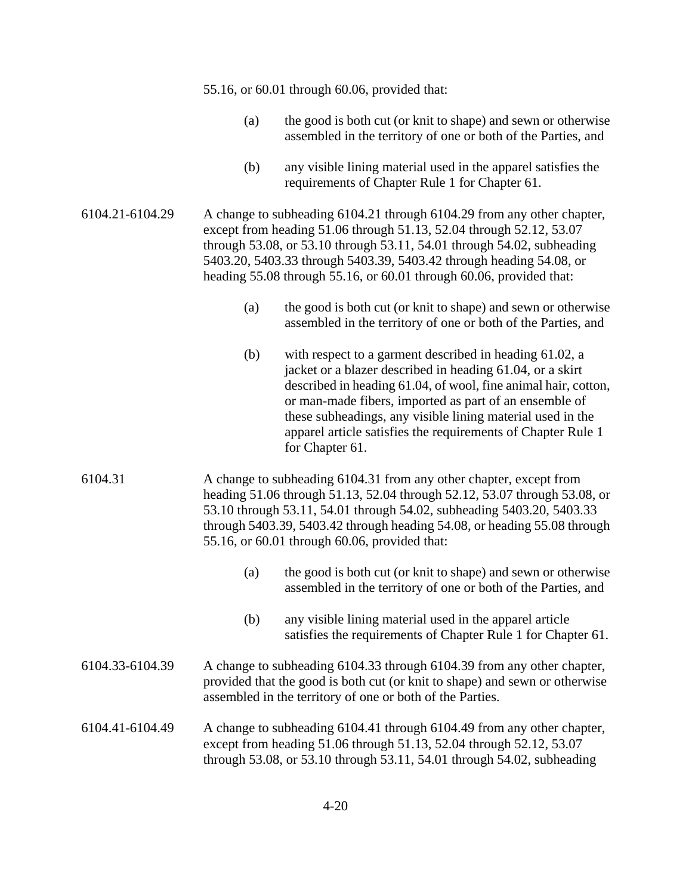55.16, or 60.01 through 60.06, provided that:

(a) the good is both cut (or knit to shape) and sewn or otherwise assembled in the territory of one or both of the Parties, and

(b) any visible lining material used in the apparel satisfies the requirements of Chapter Rule 1 for Chapter 61.

6104.21-6104.29 A change to subheading 6104.21 through 6104.29 from any other chapter, except from heading 51.06 through 51.13, 52.04 through 52.12, 53.07 through 53.08, or 53.10 through 53.11, 54.01 through 54.02, subheading 5403.20, 5403.33 through 5403.39, 5403.42 through heading 54.08, or heading 55.08 through 55.16, or 60.01 through 60.06, provided that:

(a) the good is both cut (or knit to shape) and sewn or otherwise assembled in the territory of one or both of the Parties, and

(b) with respect to a garment described in heading 61.02, a jacket or a blazer described in heading 61.04, or a skirt described in heading 61.04, of wool, fine animal hair, cotton, or man-made fibers, imported as part of an ensemble of these subheadings, any visible lining material used in the apparel article satisfies the requirements of Chapter Rule 1 for Chapter 61.

6104.31 A change to subheading 6104.31 from any other chapter, except from heading 51.06 through 51.13, 52.04 through 52.12, 53.07 through 53.08, or 53.10 through 53.11, 54.01 through 54.02, subheading 5403.20, 5403.33 through 5403.39, 5403.42 through heading 54.08, or heading 55.08 through 55.16, or 60.01 through 60.06, provided that:

(a) the good is both cut (or knit to shape) and sewn or otherwise assembled in the territory of one or both of the Parties, and

(b) any visible lining material used in the apparel article satisfies the requirements of Chapter Rule 1 for Chapter 61.

6104.33-6104.39 A change to subheading 6104.33 through 6104.39 from any other chapter, provided that the good is both cut (or knit to shape) and sewn or otherwise assembled in the territory of one or both of the Parties.

6104.41-6104.49 A change to subheading 6104.41 through 6104.49 from any other chapter, except from heading 51.06 through 51.13, 52.04 through 52.12, 53.07 through 53.08, or 53.10 through 53.11, 54.01 through 54.02, subheading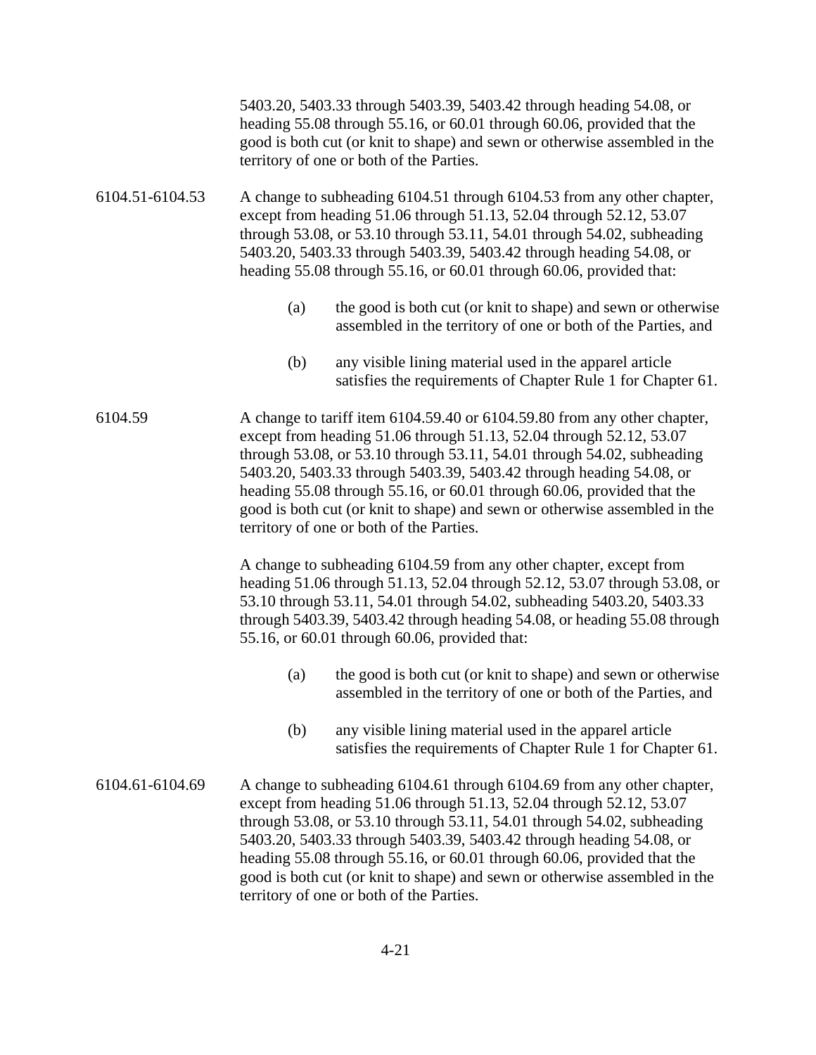5403.20, 5403.33 through 5403.39, 5403.42 through heading 54.08, or heading 55.08 through 55.16, or 60.01 through 60.06, provided that the good is both cut (or knit to shape) and sewn or otherwise assembled in the territory of one or both of the Parties.

6104.51-6104.53 A change to subheading 6104.51 through 6104.53 from any other chapter, except from heading 51.06 through 51.13, 52.04 through 52.12, 53.07 through 53.08, or 53.10 through 53.11, 54.01 through 54.02, subheading 5403.20, 5403.33 through 5403.39, 5403.42 through heading 54.08, or heading 55.08 through 55.16, or 60.01 through 60.06, provided that:

(a) the good is both cut (or knit to shape) and sewn or otherwise assembled in the territory of one or both of the Parties, and

(b) any visible lining material used in the apparel article satisfies the requirements of Chapter Rule 1 for Chapter 61.

6104.59 A change to tariff item 6104.59.40 or 6104.59.80 from any other chapter, except from heading 51.06 through 51.13, 52.04 through 52.12, 53.07 through 53.08, or 53.10 through 53.11, 54.01 through 54.02, subheading 5403.20, 5403.33 through 5403.39, 5403.42 through heading 54.08, or heading 55.08 through 55.16, or 60.01 through 60.06, provided that the good is both cut (or knit to shape) and sewn or otherwise assembled in the territory of one or both of the Parties.

A change to subheading 6104.59 from any other chapter, except from heading 51.06 through 51.13, 52.04 through 52.12, 53.07 through 53.08, or 53.10 through 53.11, 54.01 through 54.02, subheading 5403.20, 5403.33 through 5403.39, 5403.42 through heading 54.08, or heading 55.08 through 55.16, or 60.01 through 60.06, provided that:

(a) the good is both cut (or knit to shape) and sewn or otherwise assembled in the territory of one or both of the Parties, and

(b) any visible lining material used in the apparel article satisfies the requirements of Chapter Rule 1 for Chapter 61.

6104.61-6104.69 A change to subheading 6104.61 through 6104.69 from any other chapter, except from heading 51.06 through 51.13, 52.04 through 52.12, 53.07 through 53.08, or 53.10 through 53.11, 54.01 through 54.02, subheading 5403.20, 5403.33 through 5403.39, 5403.42 through heading 54.08, or heading 55.08 through 55.16, or 60.01 through 60.06, provided that the good is both cut (or knit to shape) and sewn or otherwise assembled in the territory of one or both of the Parties.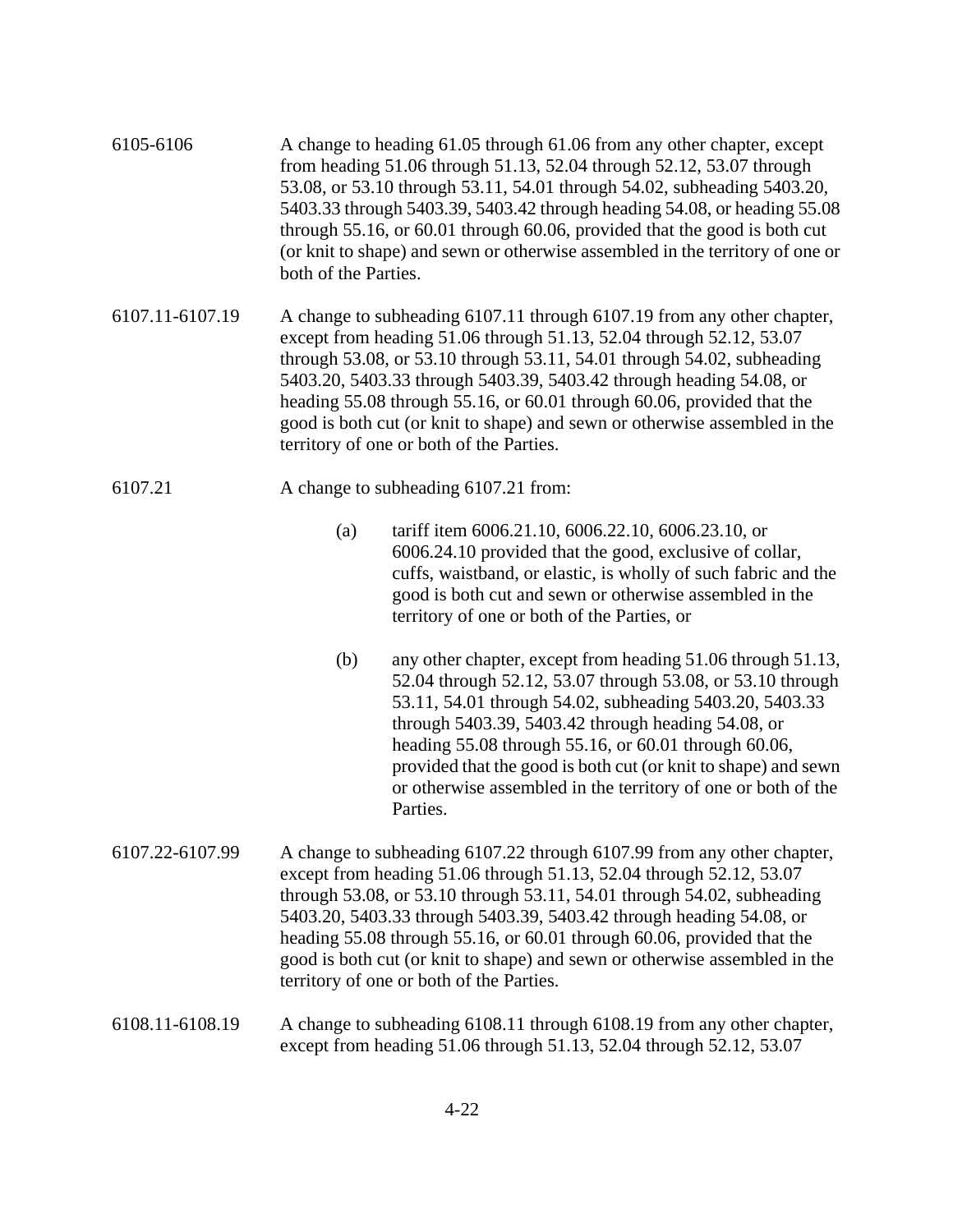| | |
|---|---|
| 6105-6106 | A change to heading 61.05 through 61.06 from any other chapter, except from heading 51.06 through 51.13, 52.04 through 52.12, 53.07 through 53.08, or 53.10 through 53.11, 54.01 through 54.02, subheading 5403.20, 5403.33 through 5403.39, 5403.42 through heading 54.08, or heading 55.08 through 55.16, or 60.01 through 60.06, provided that the good is both cut (or knit to shape) and sewn or otherwise assembled in the territory of one or both of the Parties. |
| 6107.11-6107.19 | A change to subheading 6107.11 through 6107.19 from any other chapter, except from heading 51.06 through 51.13, 52.04 through 52.12, 53.07 through 53.08, or 53.10 through 53.11, 54.01 through 54.02, subheading 5403.20, 5403.33 through 5403.39, 5403.42 through heading 54.08, or heading 55.08 through 55.16, or 60.01 through 60.06, provided that the good is both cut (or knit to shape) and sewn or otherwise assembled in the territory of one or both of the Parties. |
| 6107.21 | A change to subheading 6107.21 from:<br><br>(a) tariff item 6006.21.10, 6006.22.10, 6006.23.10, or 6006.24.10 provided that the good, exclusive of collar, cuffs, waistband, or elastic, is wholly of such fabric and the good is both cut and sewn or otherwise assembled in the territory of one or both of the Parties, or<br><br>(b) any other chapter, except from heading 51.06 through 51.13, 52.04 through 52.12, 53.07 through 53.08, or 53.10 through 53.11, 54.01 through 54.02, subheading 5403.20, 5403.33 through 5403.39, 5403.42 through heading 54.08, or heading 55.08 through 55.16, or 60.01 through 60.06, provided that the good is both cut (or knit to shape) and sewn or otherwise assembled in the territory of one or both of the Parties. |
| 6107.22-6107.99 | A change to subheading 6107.22 through 6107.99 from any other chapter, except from heading 51.06 through 51.13, 52.04 through 52.12, 53.07 through 53.08, or 53.10 through 53.11, 54.01 through 54.02, subheading 5403.20, 5403.33 through 5403.39, 5403.42 through heading 54.08, or heading 55.08 through 55.16, or 60.01 through 60.06, provided that the good is both cut (or knit to shape) and sewn or otherwise assembled in the territory of one or both of the Parties. |
| 6108.11-6108.19 | A change to subheading 6108.11 through 6108.19 from any other chapter, except from heading 51.06 through 51.13, 52.04 through 52.12, 53.07 |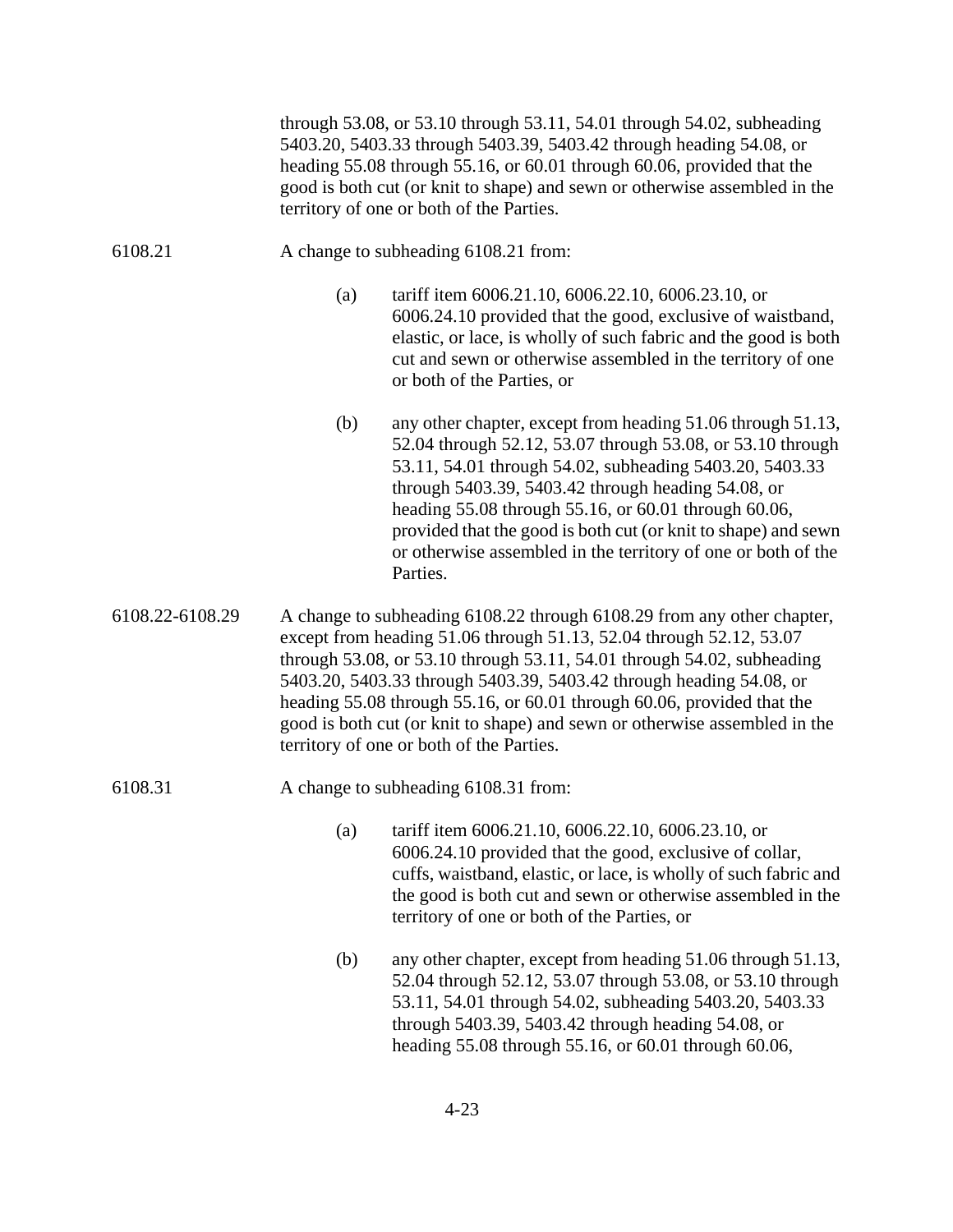through 53.08, or 53.10 through 53.11, 54.01 through 54.02, subheading 5403.20, 5403.33 through 5403.39, 5403.42 through heading 54.08, or heading 55.08 through 55.16, or 60.01 through 60.06, provided that the good is both cut (or knit to shape) and sewn or otherwise assembled in the territory of one or both of the Parties.

6108.21 A change to subheading 6108.21 from:

(a) tariff item 6006.21.10, 6006.22.10, 6006.23.10, or 6006.24.10 provided that the good, exclusive of waistband, elastic, or lace, is wholly of such fabric and the good is both cut and sewn or otherwise assembled in the territory of one or both of the Parties, or

(b) any other chapter, except from heading 51.06 through 51.13, 52.04 through 52.12, 53.07 through 53.08, or 53.10 through 53.11, 54.01 through 54.02, subheading 5403.20, 5403.33 through 5403.39, 5403.42 through heading 54.08, or heading 55.08 through 55.16, or 60.01 through 60.06, provided that the good is both cut (or knit to shape) and sewn or otherwise assembled in the territory of one or both of the Parties.

6108.22-6108.29 A change to subheading 6108.22 through 6108.29 from any other chapter, except from heading 51.06 through 51.13, 52.04 through 52.12, 53.07 through 53.08, or 53.10 through 53.11, 54.01 through 54.02, subheading 5403.20, 5403.33 through 5403.39, 5403.42 through heading 54.08, or heading 55.08 through 55.16, or 60.01 through 60.06, provided that the good is both cut (or knit to shape) and sewn or otherwise assembled in the territory of one or both of the Parties.

6108.31 A change to subheading 6108.31 from:

(a) tariff item 6006.21.10, 6006.22.10, 6006.23.10, or 6006.24.10 provided that the good, exclusive of collar, cuffs, waistband, elastic, or lace, is wholly of such fabric and the good is both cut and sewn or otherwise assembled in the territory of one or both of the Parties, or

(b) any other chapter, except from heading 51.06 through 51.13, 52.04 through 52.12, 53.07 through 53.08, or 53.10 through 53.11, 54.01 through 54.02, subheading 5403.20, 5403.33 through 5403.39, 5403.42 through heading 54.08, or heading 55.08 through 55.16, or 60.01 through 60.06,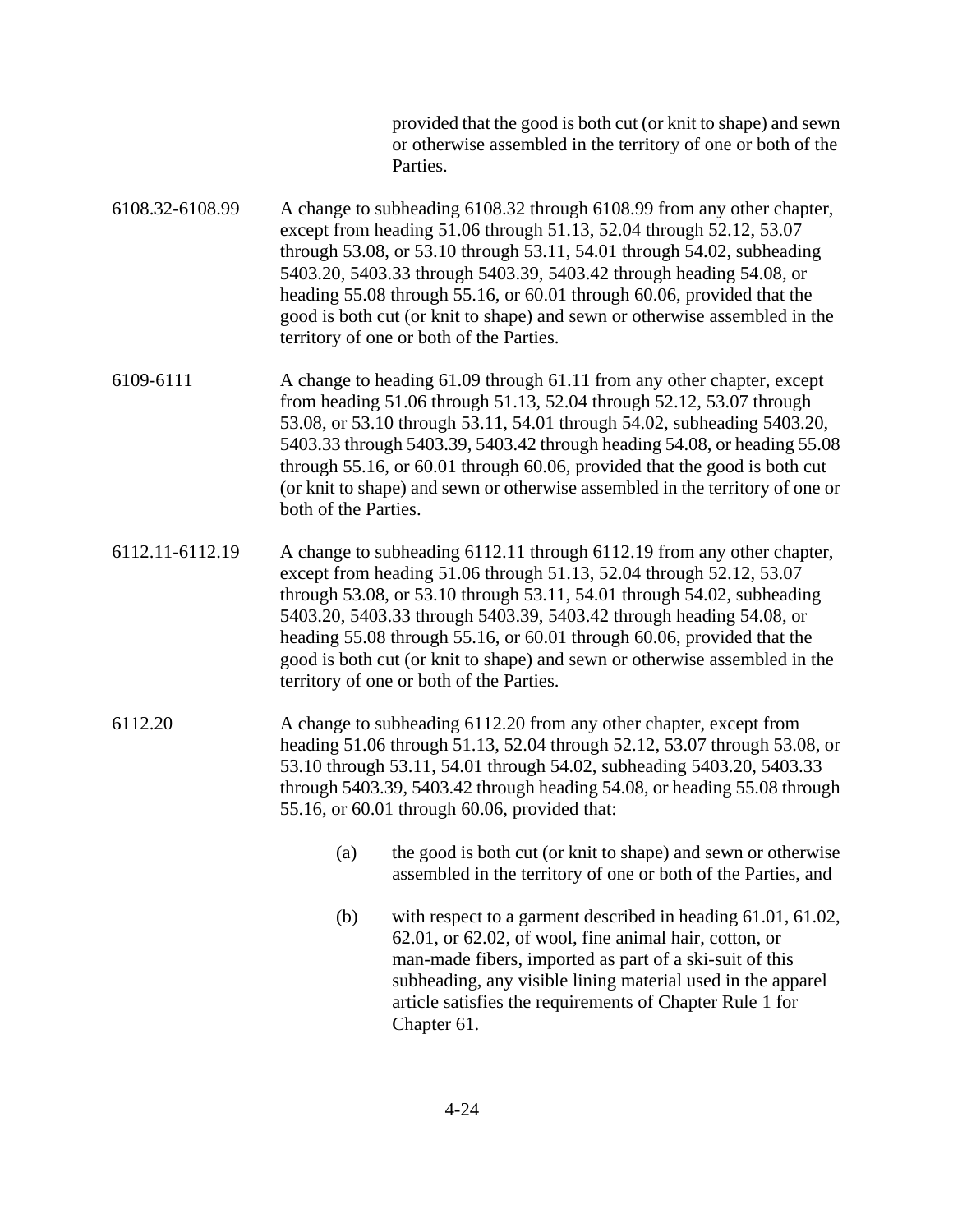provided that the good is both cut (or knit to shape) and sewn or otherwise assembled in the territory of one or both of the Parties.

| | |
|---|---|
| 6108.32-6108.99 | A change to subheading 6108.32 through 6108.99 from any other chapter, except from heading 51.06 through 51.13, 52.04 through 52.12, 53.07 through 53.08, or 53.10 through 53.11, 54.01 through 54.02, subheading 5403.20, 5403.33 through 5403.39, 5403.42 through heading 54.08, or heading 55.08 through 55.16, or 60.01 through 60.06, provided that the good is both cut (or knit to shape) and sewn or otherwise assembled in the territory of one or both of the Parties. |
| 6109-6111 | A change to heading 61.09 through 61.11 from any other chapter, except from heading 51.06 through 51.13, 52.04 through 52.12, 53.07 through 53.08, or 53.10 through 53.11, 54.01 through 54.02, subheading 5403.20, 5403.33 through 5403.39, 5403.42 through heading 54.08, or heading 55.08 through 55.16, or 60.01 through 60.06, provided that the good is both cut (or knit to shape) and sewn or otherwise assembled in the territory of one or both of the Parties. |
| 6112.11-6112.19 | A change to subheading 6112.11 through 6112.19 from any other chapter, except from heading 51.06 through 51.13, 52.04 through 52.12, 53.07 through 53.08, or 53.10 through 53.11, 54.01 through 54.02, subheading 5403.20, 5403.33 through 5403.39, 5403.42 through heading 54.08, or heading 55.08 through 55.16, or 60.01 through 60.06, provided that the good is both cut (or knit to shape) and sewn or otherwise assembled in the territory of one or both of the Parties. |
| 6112.20 | A change to subheading 6112.20 from any other chapter, except from heading 51.06 through 51.13, 52.04 through 52.12, 53.07 through 53.08, or 53.10 through 53.11, 54.01 through 54.02, subheading 5403.20, 5403.33 through 5403.39, 5403.42 through heading 54.08, or heading 55.08 through 55.16, or 60.01 through 60.06, provided that: |

(a) the good is both cut (or knit to shape) and sewn or otherwise assembled in the territory of one or both of the Parties, and

(b) with respect to a garment described in heading 61.01, 61.02, 62.01, or 62.02, of wool, fine animal hair, cotton, or man-made fibers, imported as part of a ski-suit of this subheading, any visible lining material used in the apparel article satisfies the requirements of Chapter Rule 1 for Chapter 61.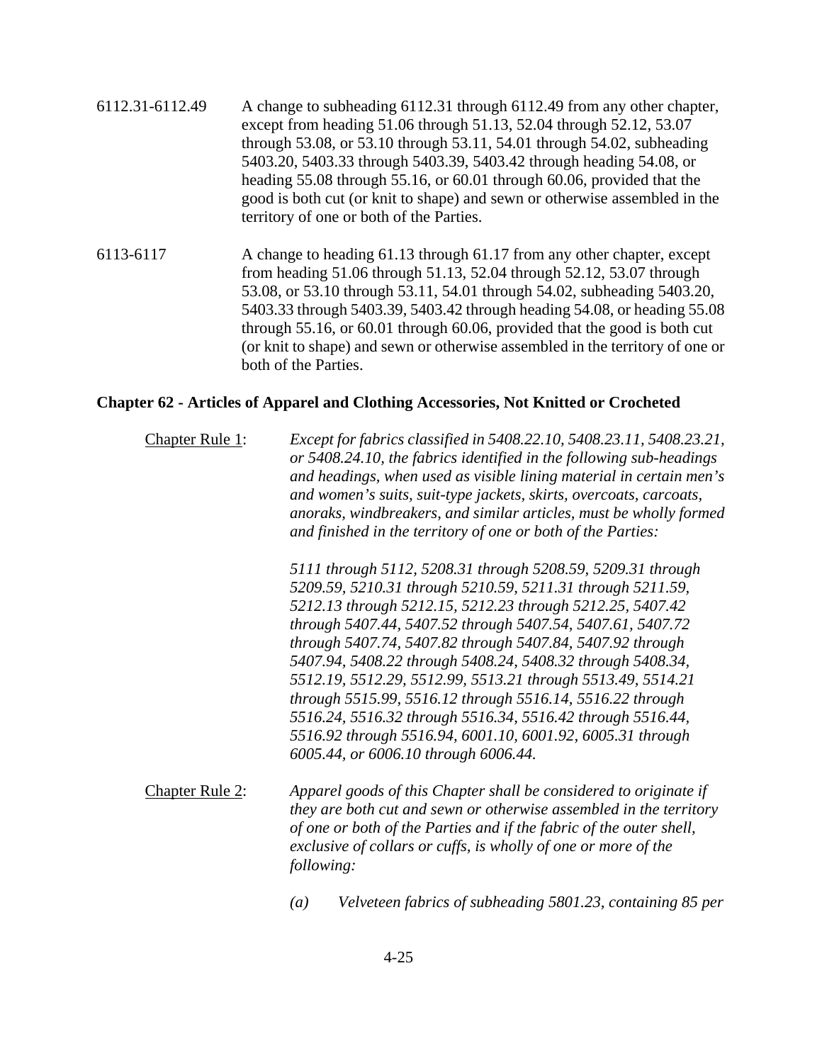6112.31-6112.49 A change to subheading 6112.31 through 6112.49 from any other chapter, except from heading 51.06 through 51.13, 52.04 through 52.12, 53.07 through 53.08, or 53.10 through 53.11, 54.01 through 54.02, subheading 5403.20, 5403.33 through 5403.39, 5403.42 through heading 54.08, or heading 55.08 through 55.16, or 60.01 through 60.06, provided that the good is both cut (or knit to shape) and sewn or otherwise assembled in the territory of one or both of the Parties.

6113-6117 A change to heading 61.13 through 61.17 from any other chapter, except from heading 51.06 through 51.13, 52.04 through 52.12, 53.07 through 53.08, or 53.10 through 53.11, 54.01 through 54.02, subheading 5403.20, 5403.33 through 5403.39, 5403.42 through heading 54.08, or heading 55.08 through 55.16, or 60.01 through 60.06, provided that the good is both cut (or knit to shape) and sewn or otherwise assembled in the territory of one or both of the Parties.

**Chapter 62 - Articles of Apparel and Clothing Accessories, Not Knitted or Crocheted**

Chapter Rule 1: *Except for fabrics classified in 5408.22.10, 5408.23.11, 5408.23.21, or 5408.24.10, the fabrics identified in the following sub-headings and headings, when used as visible lining material in certain men's and women's suits, suit-type jackets, skirts, overcoats, carcoats, anoraks, windbreakers, and similar articles, must be wholly formed and finished in the territory of one or both of the Parties:*

*5111 through 5112, 5208.31 through 5208.59, 5209.31 through 5209.59, 5210.31 through 5210.59, 5211.31 through 5211.59, 5212.13 through 5212.15, 5212.23 through 5212.25, 5407.42 through 5407.44, 5407.52 through 5407.54, 5407.61, 5407.72 through 5407.74, 5407.82 through 5407.84, 5407.92 through 5407.94, 5408.22 through 5408.24, 5408.32 through 5408.34, 5512.19, 5512.29, 5512.99, 5513.21 through 5513.49, 5514.21 through 5515.99, 5516.12 through 5516.14, 5516.22 through 5516.24, 5516.32 through 5516.34, 5516.42 through 5516.44, 5516.92 through 5516.94, 6001.10, 6001.92, 6005.31 through 6005.44, or 6006.10 through 6006.44.*

Chapter Rule 2: *Apparel goods of this Chapter shall be considered to originate if they are both cut and sewn or otherwise assembled in the territory of one or both of the Parties and if the fabric of the outer shell, exclusive of collars or cuffs, is wholly of one or more of the following:*

*(a) Velveteen fabrics of subheading 5801.23, containing 85 per*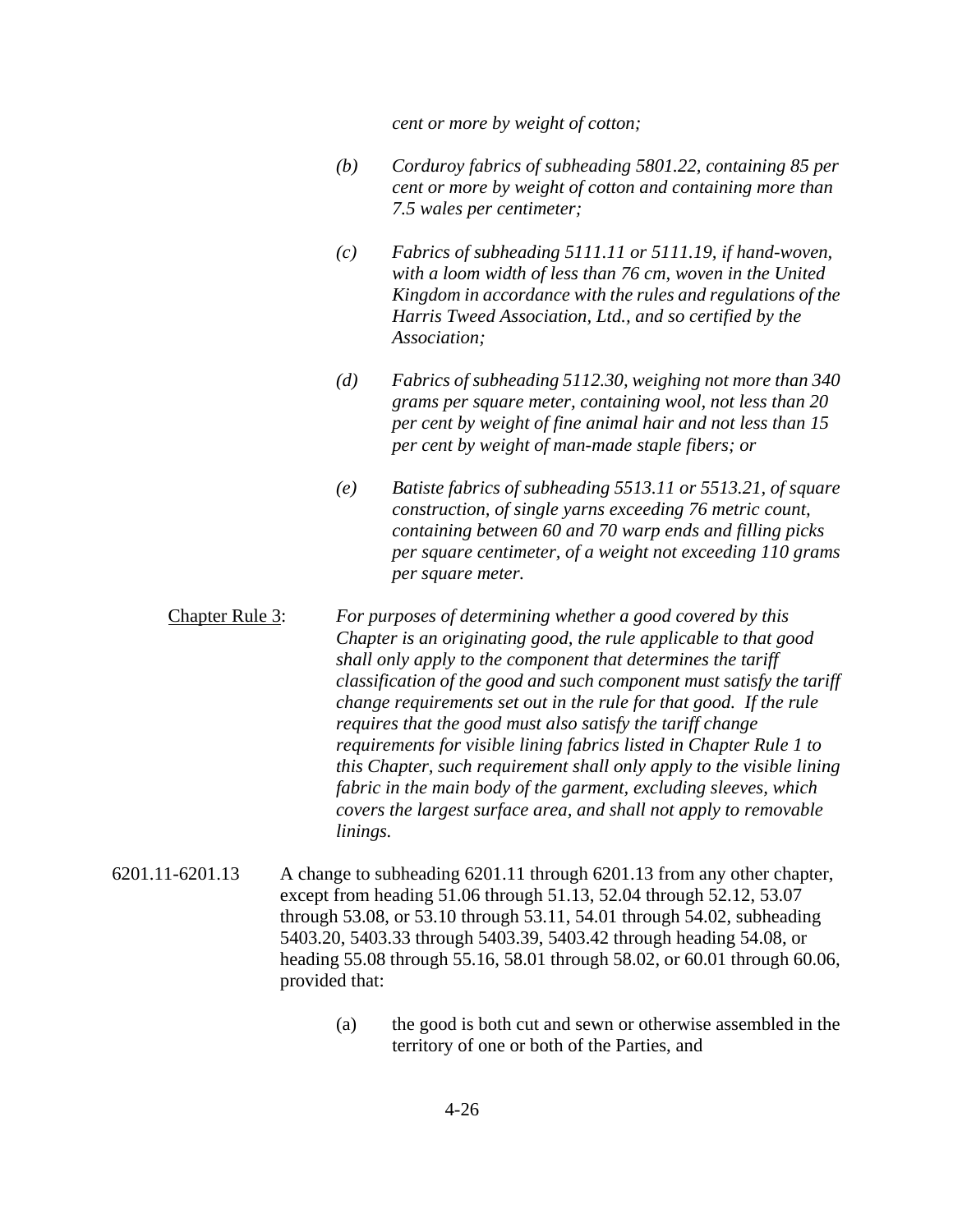*cent or more by weight of cotton;*

*(b) Corduroy fabrics of subheading 5801.22, containing 85 per cent or more by weight of cotton and containing more than 7.5 wales per centimeter;*

*(c) Fabrics of subheading 5111.11 or 5111.19, if hand-woven, with a loom width of less than 76 cm, woven in the United Kingdom in accordance with the rules and regulations of the Harris Tweed Association, Ltd., and so certified by the Association;*

*(d) Fabrics of subheading 5112.30, weighing not more than 340 grams per square meter, containing wool, not less than 20 per cent by weight of fine animal hair and not less than 15 per cent by weight of man-made staple fibers; or*

*(e) Batiste fabrics of subheading 5513.11 or 5513.21, of square construction, of single yarns exceeding 76 metric count, containing between 60 and 70 warp ends and filling picks per square centimeter, of a weight not exceeding 110 grams per square meter.*

<u>Chapter Rule 3</u>: *For purposes of determining whether a good covered by this Chapter is an originating good, the rule applicable to that good shall only apply to the component that determines the tariff classification of the good and such component must satisfy the tariff change requirements set out in the rule for that good. If the rule requires that the good must also satisfy the tariff change requirements for visible lining fabrics listed in Chapter Rule 1 to this Chapter, such requirement shall only apply to the visible lining fabric in the main body of the garment, excluding sleeves, which covers the largest surface area, and shall not apply to removable linings.*

6201.11-6201.13 A change to subheading 6201.11 through 6201.13 from any other chapter, except from heading 51.06 through 51.13, 52.04 through 52.12, 53.07 through 53.08, or 53.10 through 53.11, 54.01 through 54.02, subheading 5403.20, 5403.33 through 5403.39, 5403.42 through heading 54.08, or heading 55.08 through 55.16, 58.01 through 58.02, or 60.01 through 60.06, provided that:

(a) the good is both cut and sewn or otherwise assembled in the territory of one or both of the Parties, and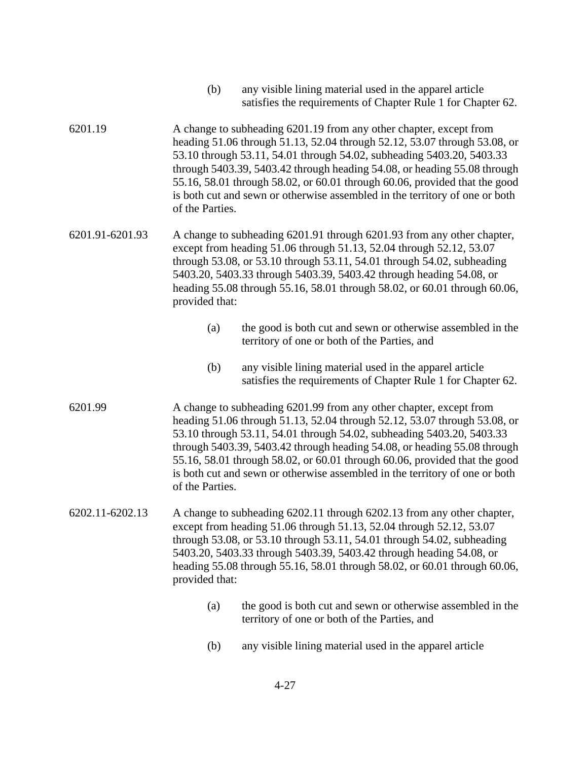(b) any visible lining material used in the apparel article satisfies the requirements of Chapter Rule 1 for Chapter 62.

6201.19 A change to subheading 6201.19 from any other chapter, except from heading 51.06 through 51.13, 52.04 through 52.12, 53.07 through 53.08, or 53.10 through 53.11, 54.01 through 54.02, subheading 5403.20, 5403.33 through 5403.39, 5403.42 through heading 54.08, or heading 55.08 through 55.16, 58.01 through 58.02, or 60.01 through 60.06, provided that the good is both cut and sewn or otherwise assembled in the territory of one or both of the Parties.

6201.91-6201.93 A change to subheading 6201.91 through 6201.93 from any other chapter, except from heading 51.06 through 51.13, 52.04 through 52.12, 53.07 through 53.08, or 53.10 through 53.11, 54.01 through 54.02, subheading 5403.20, 5403.33 through 5403.39, 5403.42 through heading 54.08, or heading 55.08 through 55.16, 58.01 through 58.02, or 60.01 through 60.06, provided that:

(a) the good is both cut and sewn or otherwise assembled in the territory of one or both of the Parties, and

(b) any visible lining material used in the apparel article satisfies the requirements of Chapter Rule 1 for Chapter 62.

6201.99 A change to subheading 6201.99 from any other chapter, except from heading 51.06 through 51.13, 52.04 through 52.12, 53.07 through 53.08, or 53.10 through 53.11, 54.01 through 54.02, subheading 5403.20, 5403.33 through 5403.39, 5403.42 through heading 54.08, or heading 55.08 through 55.16, 58.01 through 58.02, or 60.01 through 60.06, provided that the good is both cut and sewn or otherwise assembled in the territory of one or both of the Parties.

6202.11-6202.13 A change to subheading 6202.11 through 6202.13 from any other chapter, except from heading 51.06 through 51.13, 52.04 through 52.12, 53.07 through 53.08, or 53.10 through 53.11, 54.01 through 54.02, subheading 5403.20, 5403.33 through 5403.39, 5403.42 through heading 54.08, or heading 55.08 through 55.16, 58.01 through 58.02, or 60.01 through 60.06, provided that:

(a) the good is both cut and sewn or otherwise assembled in the territory of one or both of the Parties, and

(b) any visible lining material used in the apparel article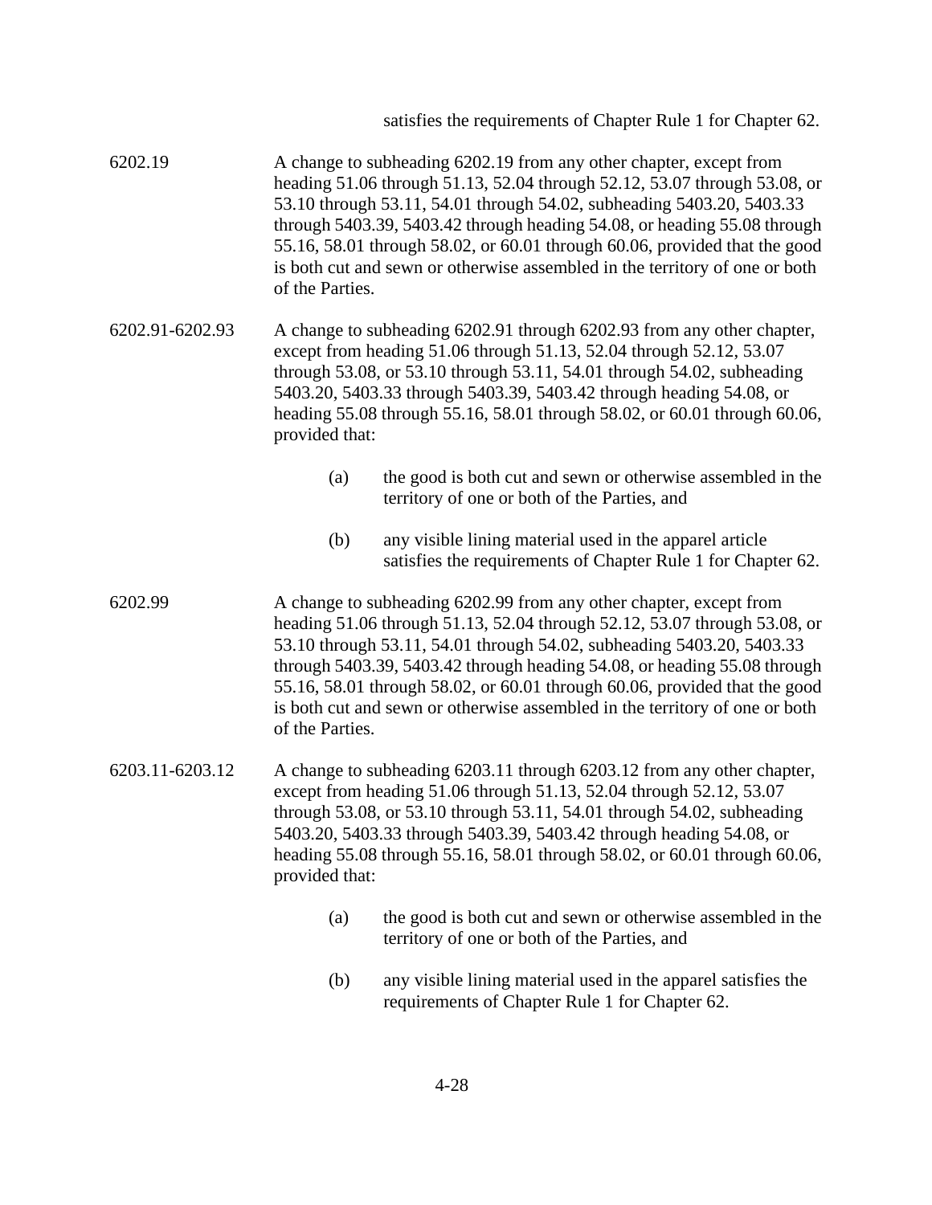satisfies the requirements of Chapter Rule 1 for Chapter 62.

6202.19 A change to subheading 6202.19 from any other chapter, except from heading 51.06 through 51.13, 52.04 through 52.12, 53.07 through 53.08, or 53.10 through 53.11, 54.01 through 54.02, subheading 5403.20, 5403.33 through 5403.39, 5403.42 through heading 54.08, or heading 55.08 through 55.16, 58.01 through 58.02, or 60.01 through 60.06, provided that the good is both cut and sewn or otherwise assembled in the territory of one or both of the Parties.

6202.91-6202.93 A change to subheading 6202.91 through 6202.93 from any other chapter, except from heading 51.06 through 51.13, 52.04 through 52.12, 53.07 through 53.08, or 53.10 through 53.11, 54.01 through 54.02, subheading 5403.20, 5403.33 through 5403.39, 5403.42 through heading 54.08, or heading 55.08 through 55.16, 58.01 through 58.02, or 60.01 through 60.06, provided that:

(a) the good is both cut and sewn or otherwise assembled in the territory of one or both of the Parties, and

(b) any visible lining material used in the apparel article satisfies the requirements of Chapter Rule 1 for Chapter 62.

6202.99 A change to subheading 6202.99 from any other chapter, except from heading 51.06 through 51.13, 52.04 through 52.12, 53.07 through 53.08, or 53.10 through 53.11, 54.01 through 54.02, subheading 5403.20, 5403.33 through 5403.39, 5403.42 through heading 54.08, or heading 55.08 through 55.16, 58.01 through 58.02, or 60.01 through 60.06, provided that the good is both cut and sewn or otherwise assembled in the territory of one or both of the Parties.

6203.11-6203.12 A change to subheading 6203.11 through 6203.12 from any other chapter, except from heading 51.06 through 51.13, 52.04 through 52.12, 53.07 through 53.08, or 53.10 through 53.11, 54.01 through 54.02, subheading 5403.20, 5403.33 through 5403.39, 5403.42 through heading 54.08, or heading 55.08 through 55.16, 58.01 through 58.02, or 60.01 through 60.06, provided that:

(a) the good is both cut and sewn or otherwise assembled in the territory of one or both of the Parties, and

(b) any visible lining material used in the apparel satisfies the requirements of Chapter Rule 1 for Chapter 62.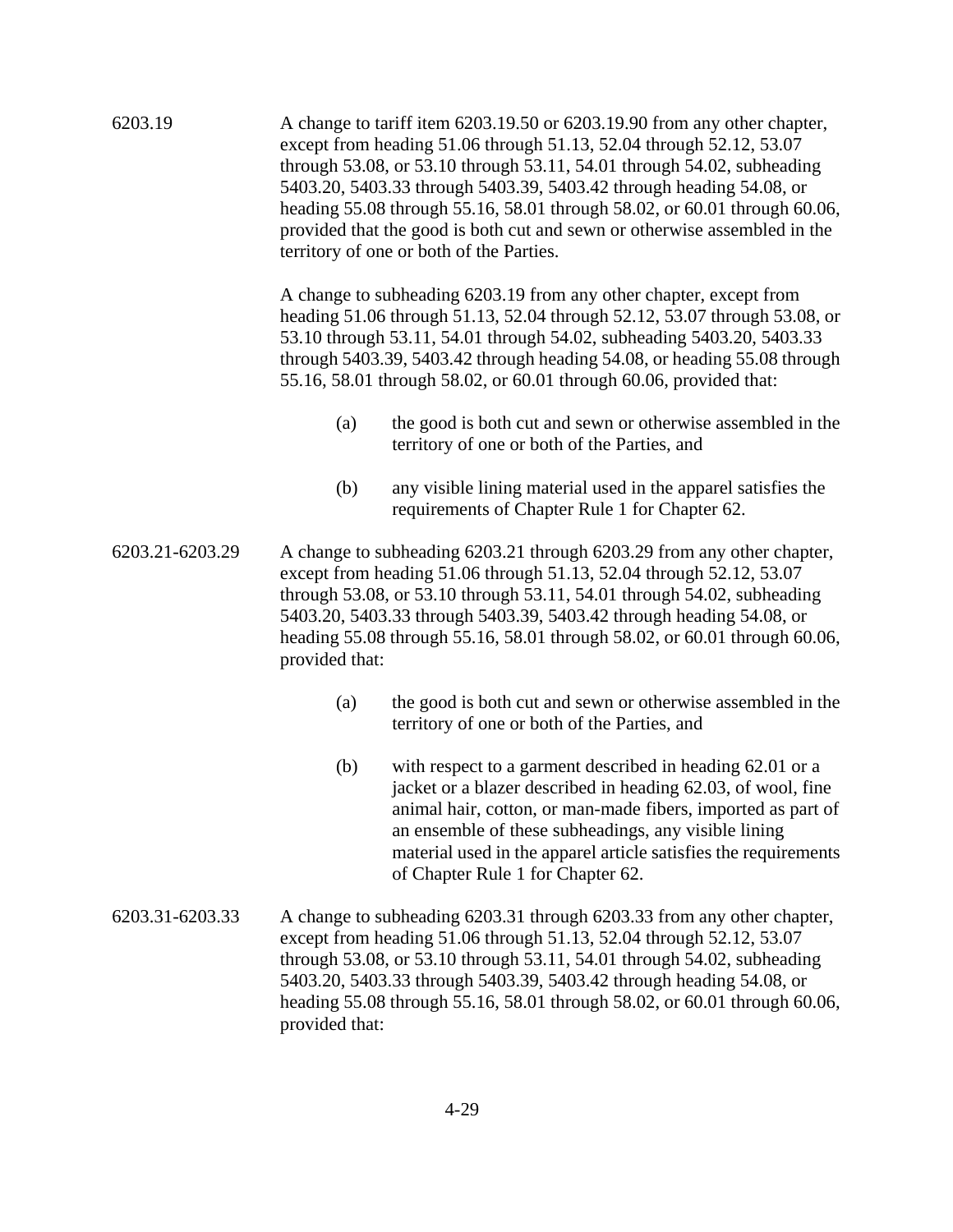6203.19

A change to tariff item 6203.19.50 or 6203.19.90 from any other chapter, except from heading 51.06 through 51.13, 52.04 through 52.12, 53.07 through 53.08, or 53.10 through 53.11, 54.01 through 54.02, subheading 5403.20, 5403.33 through 5403.39, 5403.42 through heading 54.08, or heading 55.08 through 55.16, 58.01 through 58.02, or 60.01 through 60.06, provided that the good is both cut and sewn or otherwise assembled in the territory of one or both of the Parties.

A change to subheading 6203.19 from any other chapter, except from heading 51.06 through 51.13, 52.04 through 52.12, 53.07 through 53.08, or 53.10 through 53.11, 54.01 through 54.02, subheading 5403.20, 5403.33 through 5403.39, 5403.42 through heading 54.08, or heading 55.08 through 55.16, 58.01 through 58.02, or 60.01 through 60.06, provided that:

(a) the good is both cut and sewn or otherwise assembled in the territory of one or both of the Parties, and

(b) any visible lining material used in the apparel satisfies the requirements of Chapter Rule 1 for Chapter 62.

6203.21-6203.29

A change to subheading 6203.21 through 6203.29 from any other chapter, except from heading 51.06 through 51.13, 52.04 through 52.12, 53.07 through 53.08, or 53.10 through 53.11, 54.01 through 54.02, subheading 5403.20, 5403.33 through 5403.39, 5403.42 through heading 54.08, or heading 55.08 through 55.16, 58.01 through 58.02, or 60.01 through 60.06, provided that:

(a) the good is both cut and sewn or otherwise assembled in the territory of one or both of the Parties, and

(b) with respect to a garment described in heading 62.01 or a jacket or a blazer described in heading 62.03, of wool, fine animal hair, cotton, or man-made fibers, imported as part of an ensemble of these subheadings, any visible lining material used in the apparel article satisfies the requirements of Chapter Rule 1 for Chapter 62.

6203.31-6203.33

A change to subheading 6203.31 through 6203.33 from any other chapter, except from heading 51.06 through 51.13, 52.04 through 52.12, 53.07 through 53.08, or 53.10 through 53.11, 54.01 through 54.02, subheading 5403.20, 5403.33 through 5403.39, 5403.42 through heading 54.08, or heading 55.08 through 55.16, 58.01 through 58.02, or 60.01 through 60.06, provided that: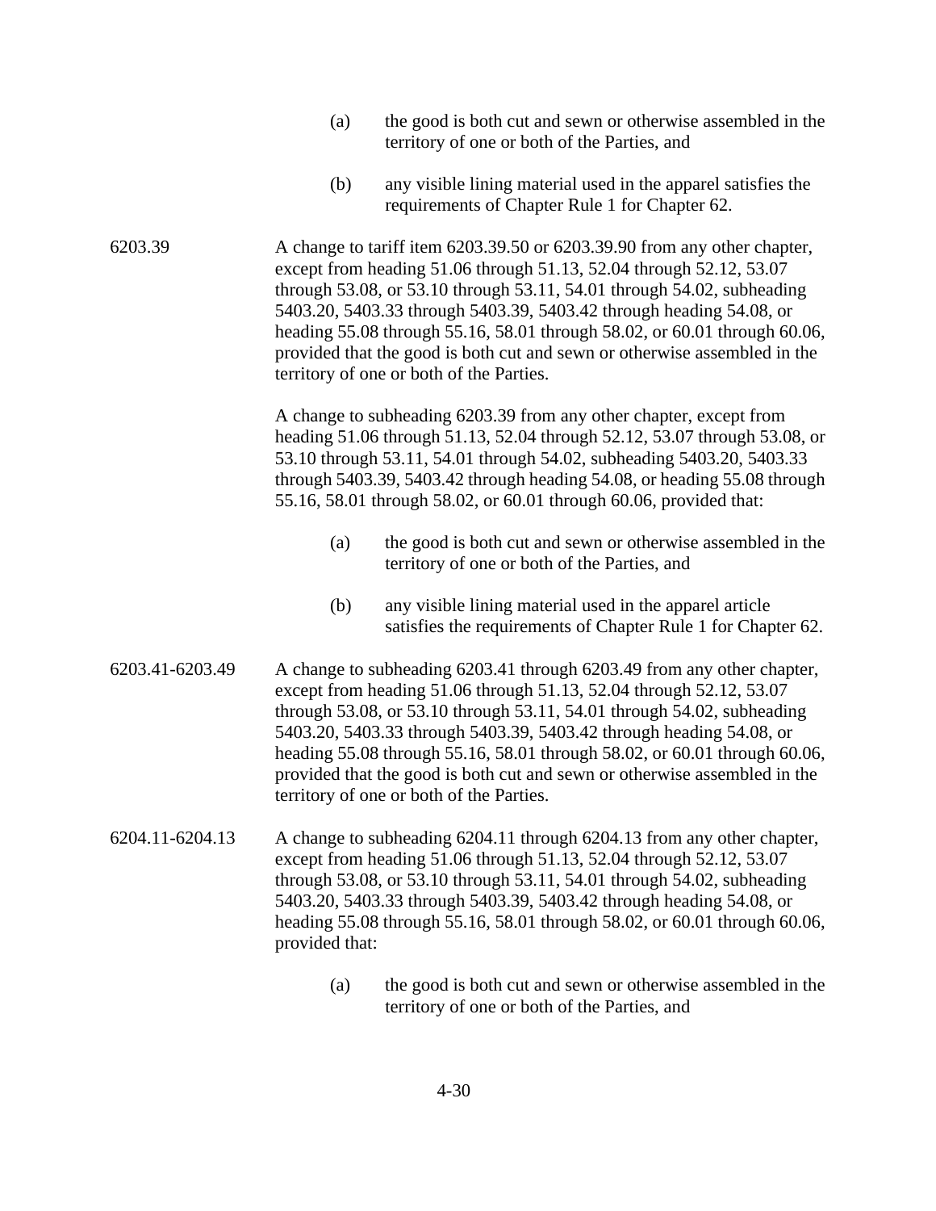(a) the good is both cut and sewn or otherwise assembled in the territory of one or both of the Parties, and

(b) any visible lining material used in the apparel satisfies the requirements of Chapter Rule 1 for Chapter 62.

6203.39 A change to tariff item 6203.39.50 or 6203.39.90 from any other chapter, except from heading 51.06 through 51.13, 52.04 through 52.12, 53.07 through 53.08, or 53.10 through 53.11, 54.01 through 54.02, subheading 5403.20, 5403.33 through 5403.39, 5403.42 through heading 54.08, or heading 55.08 through 55.16, 58.01 through 58.02, or 60.01 through 60.06, provided that the good is both cut and sewn or otherwise assembled in the territory of one or both of the Parties.

A change to subheading 6203.39 from any other chapter, except from heading 51.06 through 51.13, 52.04 through 52.12, 53.07 through 53.08, or 53.10 through 53.11, 54.01 through 54.02, subheading 5403.20, 5403.33 through 5403.39, 5403.42 through heading 54.08, or heading 55.08 through 55.16, 58.01 through 58.02, or 60.01 through 60.06, provided that:

(a) the good is both cut and sewn or otherwise assembled in the territory of one or both of the Parties, and

(b) any visible lining material used in the apparel article satisfies the requirements of Chapter Rule 1 for Chapter 62.

6203.41-6203.49 A change to subheading 6203.41 through 6203.49 from any other chapter, except from heading 51.06 through 51.13, 52.04 through 52.12, 53.07 through 53.08, or 53.10 through 53.11, 54.01 through 54.02, subheading 5403.20, 5403.33 through 5403.39, 5403.42 through heading 54.08, or heading 55.08 through 55.16, 58.01 through 58.02, or 60.01 through 60.06, provided that the good is both cut and sewn or otherwise assembled in the territory of one or both of the Parties.

6204.11-6204.13 A change to subheading 6204.11 through 6204.13 from any other chapter, except from heading 51.06 through 51.13, 52.04 through 52.12, 53.07 through 53.08, or 53.10 through 53.11, 54.01 through 54.02, subheading 5403.20, 5403.33 through 5403.39, 5403.42 through heading 54.08, or heading 55.08 through 55.16, 58.01 through 58.02, or 60.01 through 60.06, provided that:

(a) the good is both cut and sewn or otherwise assembled in the territory of one or both of the Parties, and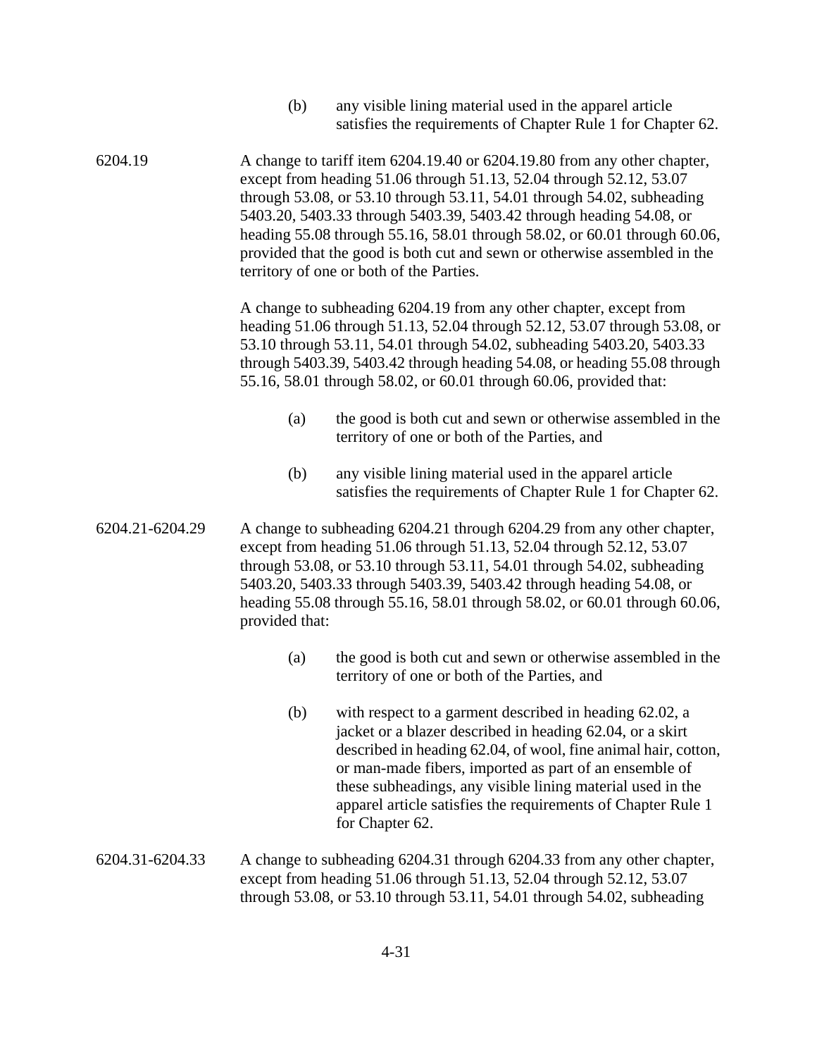(b) any visible lining material used in the apparel article satisfies the requirements of Chapter Rule 1 for Chapter 62.

6204.19 A change to tariff item 6204.19.40 or 6204.19.80 from any other chapter, except from heading 51.06 through 51.13, 52.04 through 52.12, 53.07 through 53.08, or 53.10 through 53.11, 54.01 through 54.02, subheading 5403.20, 5403.33 through 5403.39, 5403.42 through heading 54.08, or heading 55.08 through 55.16, 58.01 through 58.02, or 60.01 through 60.06, provided that the good is both cut and sewn or otherwise assembled in the territory of one or both of the Parties.

A change to subheading 6204.19 from any other chapter, except from heading 51.06 through 51.13, 52.04 through 52.12, 53.07 through 53.08, or 53.10 through 53.11, 54.01 through 54.02, subheading 5403.20, 5403.33 through 5403.39, 5403.42 through heading 54.08, or heading 55.08 through 55.16, 58.01 through 58.02, or 60.01 through 60.06, provided that:

(a) the good is both cut and sewn or otherwise assembled in the territory of one or both of the Parties, and

(b) any visible lining material used in the apparel article satisfies the requirements of Chapter Rule 1 for Chapter 62.

6204.21-6204.29 A change to subheading 6204.21 through 6204.29 from any other chapter, except from heading 51.06 through 51.13, 52.04 through 52.12, 53.07 through 53.08, or 53.10 through 53.11, 54.01 through 54.02, subheading 5403.20, 5403.33 through 5403.39, 5403.42 through heading 54.08, or heading 55.08 through 55.16, 58.01 through 58.02, or 60.01 through 60.06, provided that:

(a) the good is both cut and sewn or otherwise assembled in the territory of one or both of the Parties, and

(b) with respect to a garment described in heading 62.02, a jacket or a blazer described in heading 62.04, or a skirt described in heading 62.04, of wool, fine animal hair, cotton, or man-made fibers, imported as part of an ensemble of these subheadings, any visible lining material used in the apparel article satisfies the requirements of Chapter Rule 1 for Chapter 62.

6204.31-6204.33 A change to subheading 6204.31 through 6204.33 from any other chapter, except from heading 51.06 through 51.13, 52.04 through 52.12, 53.07 through 53.08, or 53.10 through 53.11, 54.01 through 54.02, subheading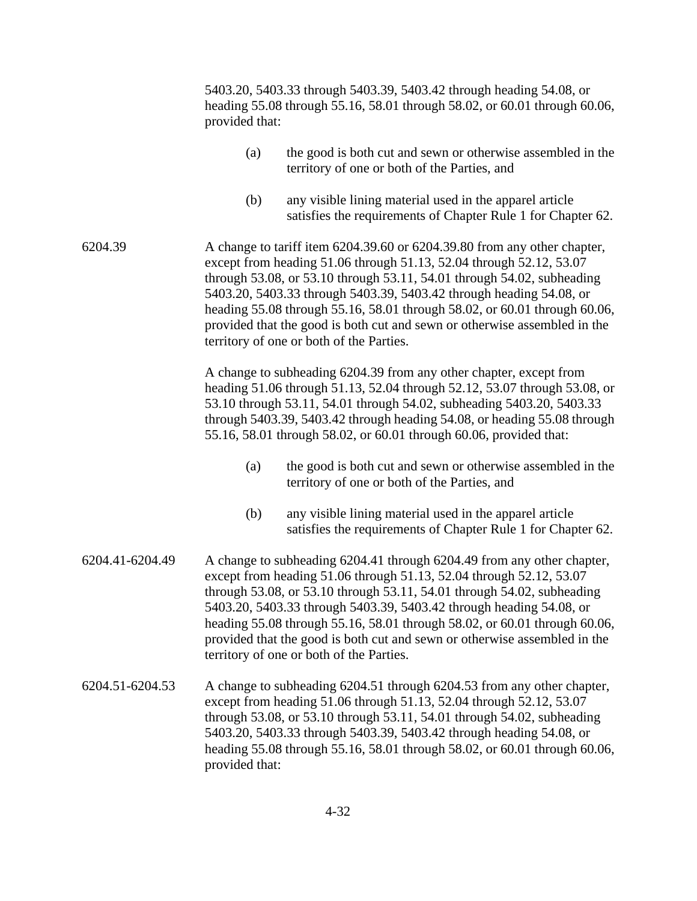5403.20, 5403.33 through 5403.39, 5403.42 through heading 54.08, or heading 55.08 through 55.16, 58.01 through 58.02, or 60.01 through 60.06, provided that:

(a) the good is both cut and sewn or otherwise assembled in the territory of one or both of the Parties, and

(b) any visible lining material used in the apparel article satisfies the requirements of Chapter Rule 1 for Chapter 62.

6204.39 A change to tariff item 6204.39.60 or 6204.39.80 from any other chapter, except from heading 51.06 through 51.13, 52.04 through 52.12, 53.07 through 53.08, or 53.10 through 53.11, 54.01 through 54.02, subheading 5403.20, 5403.33 through 5403.39, 5403.42 through heading 54.08, or heading 55.08 through 55.16, 58.01 through 58.02, or 60.01 through 60.06, provided that the good is both cut and sewn or otherwise assembled in the territory of one or both of the Parties.

A change to subheading 6204.39 from any other chapter, except from heading 51.06 through 51.13, 52.04 through 52.12, 53.07 through 53.08, or 53.10 through 53.11, 54.01 through 54.02, subheading 5403.20, 5403.33 through 5403.39, 5403.42 through heading 54.08, or heading 55.08 through 55.16, 58.01 through 58.02, or 60.01 through 60.06, provided that:

(a) the good is both cut and sewn or otherwise assembled in the territory of one or both of the Parties, and

(b) any visible lining material used in the apparel article satisfies the requirements of Chapter Rule 1 for Chapter 62.

6204.41-6204.49 A change to subheading 6204.41 through 6204.49 from any other chapter, except from heading 51.06 through 51.13, 52.04 through 52.12, 53.07 through 53.08, or 53.10 through 53.11, 54.01 through 54.02, subheading 5403.20, 5403.33 through 5403.39, 5403.42 through heading 54.08, or heading 55.08 through 55.16, 58.01 through 58.02, or 60.01 through 60.06, provided that the good is both cut and sewn or otherwise assembled in the territory of one or both of the Parties.

6204.51-6204.53 A change to subheading 6204.51 through 6204.53 from any other chapter, except from heading 51.06 through 51.13, 52.04 through 52.12, 53.07 through 53.08, or 53.10 through 53.11, 54.01 through 54.02, subheading 5403.20, 5403.33 through 5403.39, 5403.42 through heading 54.08, or heading 55.08 through 55.16, 58.01 through 58.02, or 60.01 through 60.06, provided that: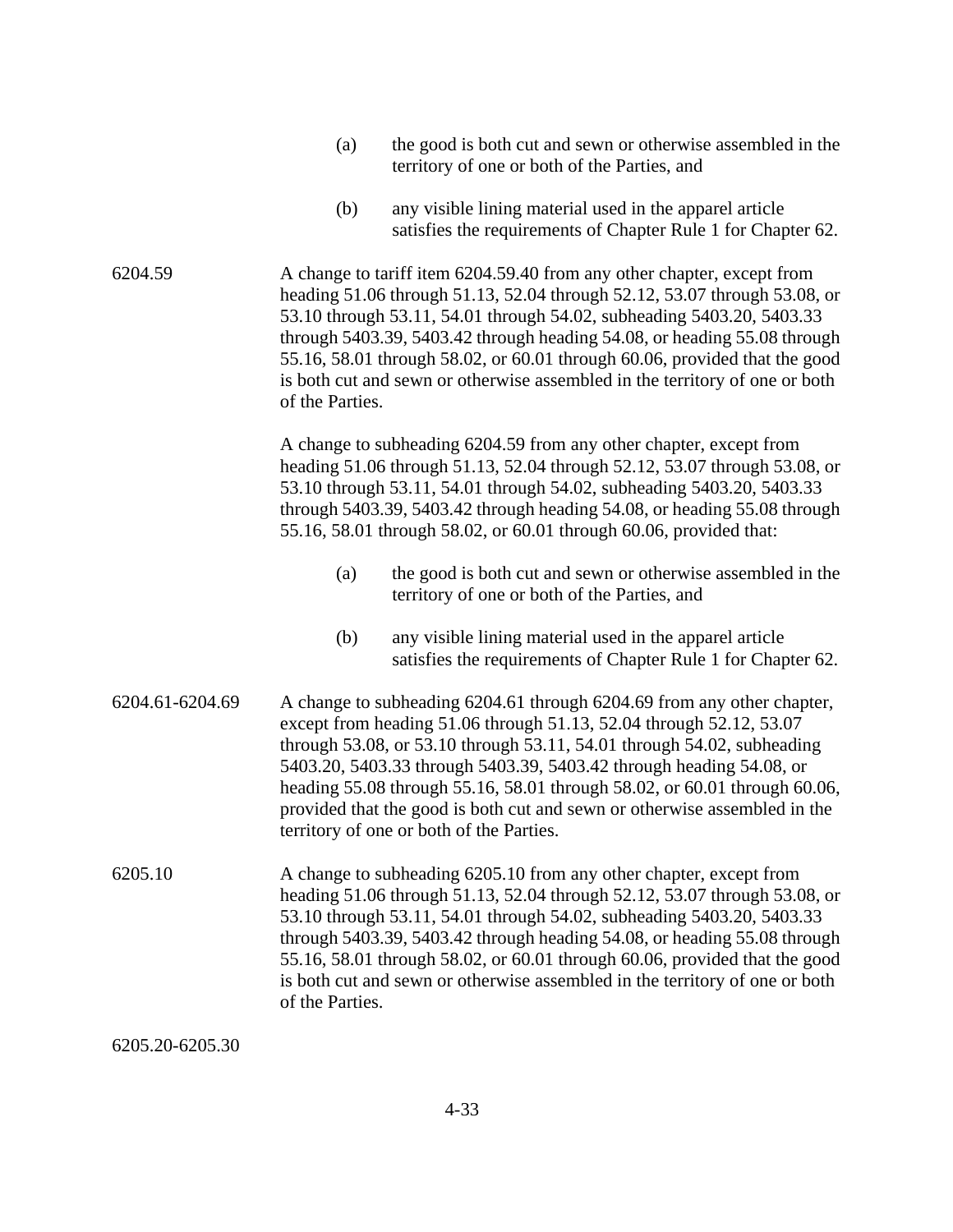(a) the good is both cut and sewn or otherwise assembled in the territory of one or both of the Parties, and

(b) any visible lining material used in the apparel article satisfies the requirements of Chapter Rule 1 for Chapter 62.

6204.59

A change to tariff item 6204.59.40 from any other chapter, except from heading 51.06 through 51.13, 52.04 through 52.12, 53.07 through 53.08, or 53.10 through 53.11, 54.01 through 54.02, subheading 5403.20, 5403.33 through 5403.39, 5403.42 through heading 54.08, or heading 55.08 through 55.16, 58.01 through 58.02, or 60.01 through 60.06, provided that the good is both cut and sewn or otherwise assembled in the territory of one or both of the Parties.

A change to subheading 6204.59 from any other chapter, except from heading 51.06 through 51.13, 52.04 through 52.12, 53.07 through 53.08, or 53.10 through 53.11, 54.01 through 54.02, subheading 5403.20, 5403.33 through 5403.39, 5403.42 through heading 54.08, or heading 55.08 through 55.16, 58.01 through 58.02, or 60.01 through 60.06, provided that:

(a) the good is both cut and sewn or otherwise assembled in the territory of one or both of the Parties, and

(b) any visible lining material used in the apparel article satisfies the requirements of Chapter Rule 1 for Chapter 62.

6204.61-6204.69

A change to subheading 6204.61 through 6204.69 from any other chapter, except from heading 51.06 through 51.13, 52.04 through 52.12, 53.07 through 53.08, or 53.10 through 53.11, 54.01 through 54.02, subheading 5403.20, 5403.33 through 5403.39, 5403.42 through heading 54.08, or heading 55.08 through 55.16, 58.01 through 58.02, or 60.01 through 60.06, provided that the good is both cut and sewn or otherwise assembled in the territory of one or both of the Parties.

6205.10

A change to subheading 6205.10 from any other chapter, except from heading 51.06 through 51.13, 52.04 through 52.12, 53.07 through 53.08, or 53.10 through 53.11, 54.01 through 54.02, subheading 5403.20, 5403.33 through 5403.39, 5403.42 through heading 54.08, or heading 55.08 through 55.16, 58.01 through 58.02, or 60.01 through 60.06, provided that the good is both cut and sewn or otherwise assembled in the territory of one or both of the Parties.

6205.20-6205.30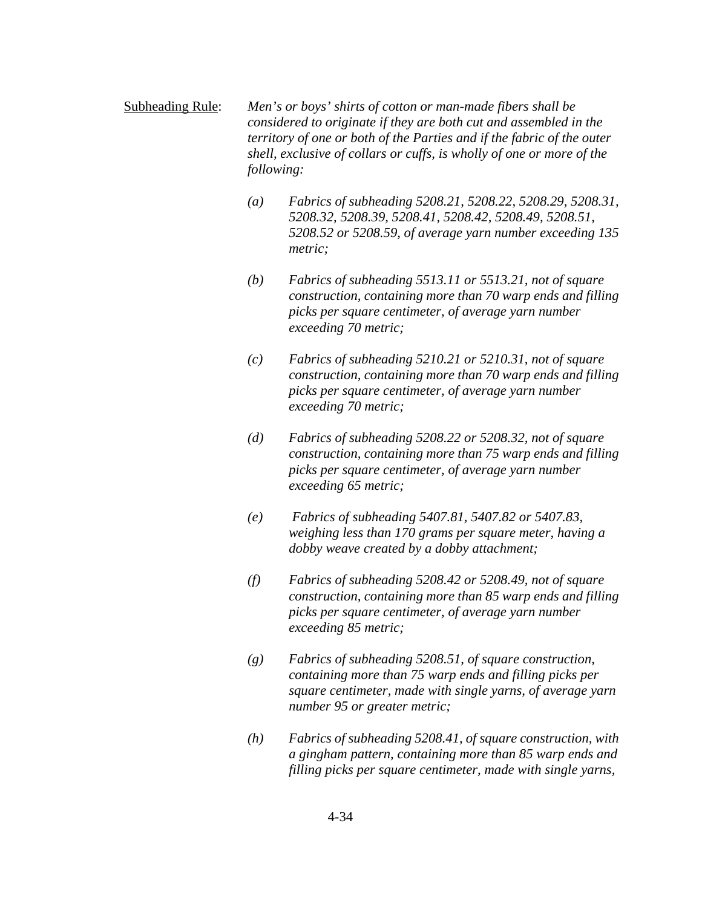Subheading Rule: *Men's or boys' shirts of cotton or man-made fibers shall be considered to originate if they are both cut and assembled in the territory of one or both of the Parties and if the fabric of the outer shell, exclusive of collars or cuffs, is wholly of one or more of the following:*

*(a) Fabrics of subheading 5208.21, 5208.22, 5208.29, 5208.31, 5208.32, 5208.39, 5208.41, 5208.42, 5208.49, 5208.51, 5208.52 or 5208.59, of average yarn number exceeding 135 metric;*

*(b) Fabrics of subheading 5513.11 or 5513.21, not of square construction, containing more than 70 warp ends and filling picks per square centimeter, of average yarn number exceeding 70 metric;*

*(c) Fabrics of subheading 5210.21 or 5210.31, not of square construction, containing more than 70 warp ends and filling picks per square centimeter, of average yarn number exceeding 70 metric;*

*(d) Fabrics of subheading 5208.22 or 5208.32, not of square construction, containing more than 75 warp ends and filling picks per square centimeter, of average yarn number exceeding 65 metric;*

*(e) Fabrics of subheading 5407.81, 5407.82 or 5407.83, weighing less than 170 grams per square meter, having a dobby weave created by a dobby attachment;*

*(f) Fabrics of subheading 5208.42 or 5208.49, not of square construction, containing more than 85 warp ends and filling picks per square centimeter, of average yarn number exceeding 85 metric;*

*(g) Fabrics of subheading 5208.51, of square construction, containing more than 75 warp ends and filling picks per square centimeter, made with single yarns, of average yarn number 95 or greater metric;*

*(h) Fabrics of subheading 5208.41, of square construction, with a gingham pattern, containing more than 85 warp ends and filling picks per square centimeter, made with single yarns,*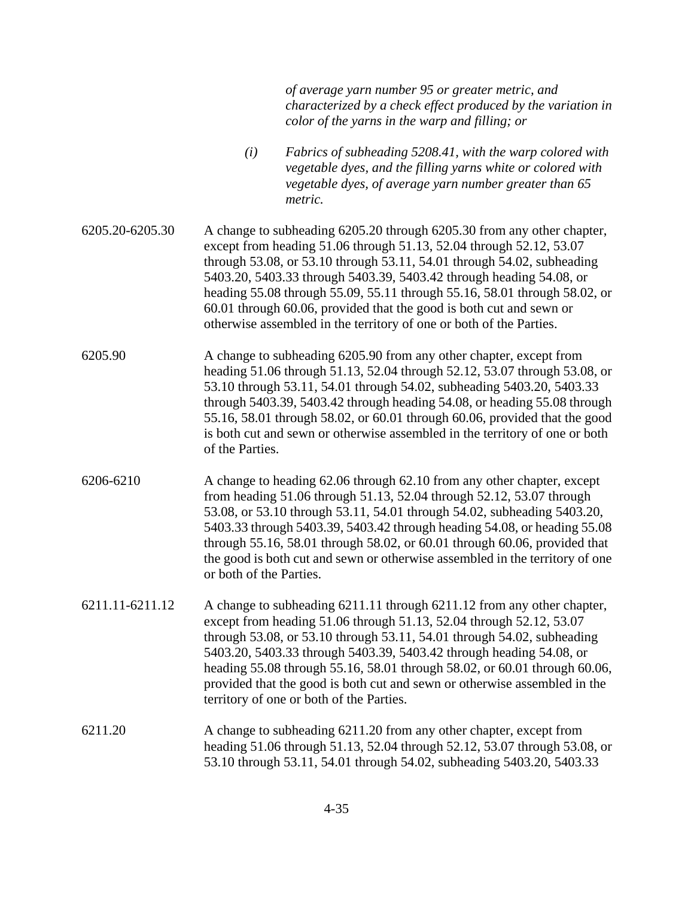*of average yarn number 95 or greater metric, and characterized by a check effect produced by the variation in color of the yarns in the warp and filling; or*

*(i) Fabrics of subheading 5208.41, with the warp colored with vegetable dyes, and the filling yarns white or colored with vegetable dyes, of average yarn number greater than 65 metric.*

6205.20-6205.30 A change to subheading 6205.20 through 6205.30 from any other chapter, except from heading 51.06 through 51.13, 52.04 through 52.12, 53.07 through 53.08, or 53.10 through 53.11, 54.01 through 54.02, subheading 5403.20, 5403.33 through 5403.39, 5403.42 through heading 54.08, or heading 55.08 through 55.09, 55.11 through 55.16, 58.01 through 58.02, or 60.01 through 60.06, provided that the good is both cut and sewn or otherwise assembled in the territory of one or both of the Parties.

6205.90 A change to subheading 6205.90 from any other chapter, except from heading 51.06 through 51.13, 52.04 through 52.12, 53.07 through 53.08, or 53.10 through 53.11, 54.01 through 54.02, subheading 5403.20, 5403.33 through 5403.39, 5403.42 through heading 54.08, or heading 55.08 through 55.16, 58.01 through 58.02, or 60.01 through 60.06, provided that the good is both cut and sewn or otherwise assembled in the territory of one or both of the Parties.

6206-6210 A change to heading 62.06 through 62.10 from any other chapter, except from heading 51.06 through 51.13, 52.04 through 52.12, 53.07 through 53.08, or 53.10 through 53.11, 54.01 through 54.02, subheading 5403.20, 5403.33 through 5403.39, 5403.42 through heading 54.08, or heading 55.08 through 55.16, 58.01 through 58.02, or 60.01 through 60.06, provided that the good is both cut and sewn or otherwise assembled in the territory of one or both of the Parties.

6211.11-6211.12 A change to subheading 6211.11 through 6211.12 from any other chapter, except from heading 51.06 through 51.13, 52.04 through 52.12, 53.07 through 53.08, or 53.10 through 53.11, 54.01 through 54.02, subheading 5403.20, 5403.33 through 5403.39, 5403.42 through heading 54.08, or heading 55.08 through 55.16, 58.01 through 58.02, or 60.01 through 60.06, provided that the good is both cut and sewn or otherwise assembled in the territory of one or both of the Parties.

6211.20 A change to subheading 6211.20 from any other chapter, except from heading 51.06 through 51.13, 52.04 through 52.12, 53.07 through 53.08, or 53.10 through 53.11, 54.01 through 54.02, subheading 5403.20, 5403.33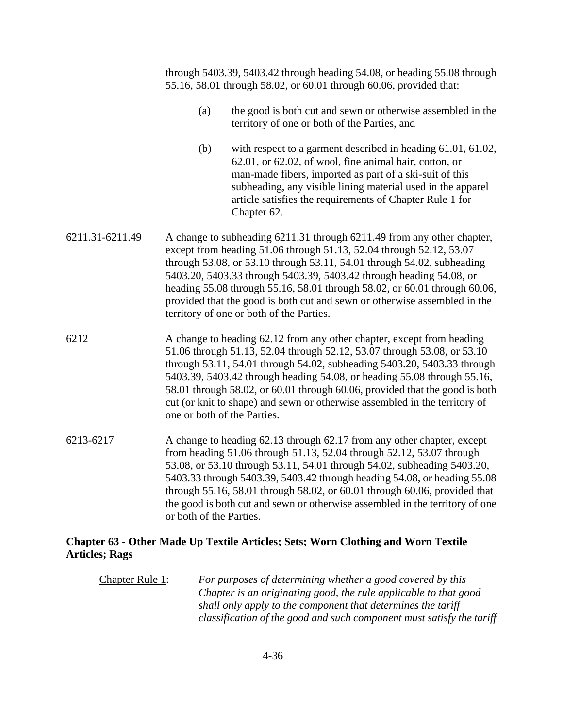through 5403.39, 5403.42 through heading 54.08, or heading 55.08 through 55.16, 58.01 through 58.02, or 60.01 through 60.06, provided that:

(a) the good is both cut and sewn or otherwise assembled in the territory of one or both of the Parties, and

(b) with respect to a garment described in heading 61.01, 61.02, 62.01, or 62.02, of wool, fine animal hair, cotton, or man-made fibers, imported as part of a ski-suit of this subheading, any visible lining material used in the apparel article satisfies the requirements of Chapter Rule 1 for Chapter 62.

6211.31-6211.49 A change to subheading 6211.31 through 6211.49 from any other chapter, except from heading 51.06 through 51.13, 52.04 through 52.12, 53.07 through 53.08, or 53.10 through 53.11, 54.01 through 54.02, subheading 5403.20, 5403.33 through 5403.39, 5403.42 through heading 54.08, or heading 55.08 through 55.16, 58.01 through 58.02, or 60.01 through 60.06, provided that the good is both cut and sewn or otherwise assembled in the territory of one or both of the Parties.

6212 A change to heading 62.12 from any other chapter, except from heading 51.06 through 51.13, 52.04 through 52.12, 53.07 through 53.08, or 53.10 through 53.11, 54.01 through 54.02, subheading 5403.20, 5403.33 through 5403.39, 5403.42 through heading 54.08, or heading 55.08 through 55.16, 58.01 through 58.02, or 60.01 through 60.06, provided that the good is both cut (or knit to shape) and sewn or otherwise assembled in the territory of one or both of the Parties.

6213-6217 A change to heading 62.13 through 62.17 from any other chapter, except from heading 51.06 through 51.13, 52.04 through 52.12, 53.07 through 53.08, or 53.10 through 53.11, 54.01 through 54.02, subheading 5403.20, 5403.33 through 5403.39, 5403.42 through heading 54.08, or heading 55.08 through 55.16, 58.01 through 58.02, or 60.01 through 60.06, provided that the good is both cut and sewn or otherwise assembled in the territory of one or both of the Parties.

**Chapter 63 - Other Made Up Textile Articles; Sets; Worn Clothing and Worn Textile Articles; Rags**

Chapter Rule 1: *For purposes of determining whether a good covered by this Chapter is an originating good, the rule applicable to that good shall only apply to the component that determines the tariff classification of the good and such component must satisfy the tariff*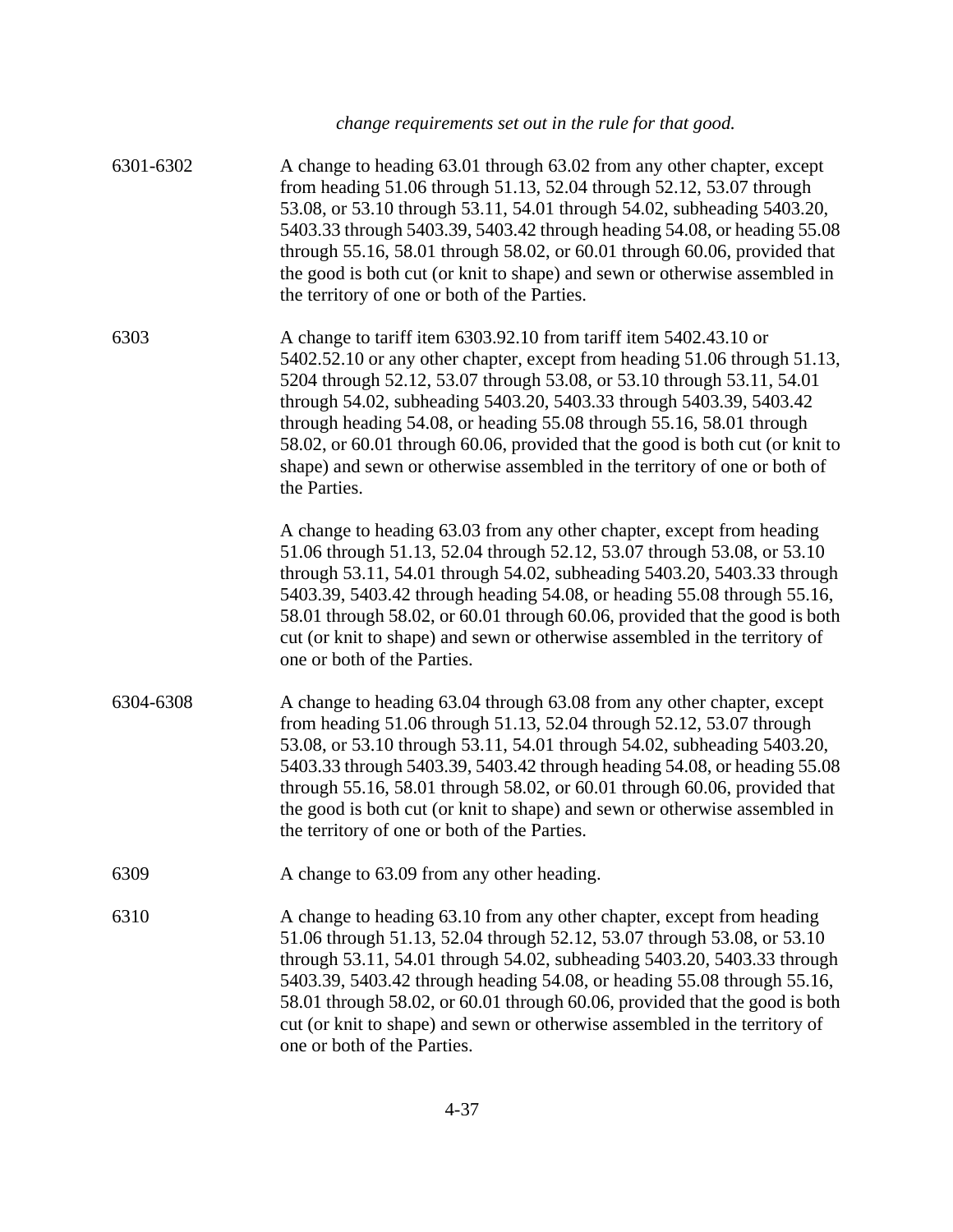*change requirements set out in the rule for that good.*

| | |
|---|---|
| 6301-6302 | A change to heading 63.01 through 63.02 from any other chapter, except from heading 51.06 through 51.13, 52.04 through 52.12, 53.07 through 53.08, or 53.10 through 53.11, 54.01 through 54.02, subheading 5403.20, 5403.33 through 5403.39, 5403.42 through heading 54.08, or heading 55.08 through 55.16, 58.01 through 58.02, or 60.01 through 60.06, provided that the good is both cut (or knit to shape) and sewn or otherwise assembled in the territory of one or both of the Parties. |
| 6303 | A change to tariff item 6303.92.10 from tariff item 5402.43.10 or 5402.52.10 or any other chapter, except from heading 51.06 through 51.13, 5204 through 52.12, 53.07 through 53.08, or 53.10 through 53.11, 54.01 through 54.02, subheading 5403.20, 5403.33 through 5403.39, 5403.42 through heading 54.08, or heading 55.08 through 55.16, 58.01 through 58.02, or 60.01 through 60.06, provided that the good is both cut (or knit to shape) and sewn or otherwise assembled in the territory of one or both of the Parties. |
| | A change to heading 63.03 from any other chapter, except from heading 51.06 through 51.13, 52.04 through 52.12, 53.07 through 53.08, or 53.10 through 53.11, 54.01 through 54.02, subheading 5403.20, 5403.33 through 5403.39, 5403.42 through heading 54.08, or heading 55.08 through 55.16, 58.01 through 58.02, or 60.01 through 60.06, provided that the good is both cut (or knit to shape) and sewn or otherwise assembled in the territory of one or both of the Parties. |
| 6304-6308 | A change to heading 63.04 through 63.08 from any other chapter, except from heading 51.06 through 51.13, 52.04 through 52.12, 53.07 through 53.08, or 53.10 through 53.11, 54.01 through 54.02, subheading 5403.20, 5403.33 through 5403.39, 5403.42 through heading 54.08, or heading 55.08 through 55.16, 58.01 through 58.02, or 60.01 through 60.06, provided that the good is both cut (or knit to shape) and sewn or otherwise assembled in the territory of one or both of the Parties. |
| 6309 | A change to 63.09 from any other heading. |
| 6310 | A change to heading 63.10 from any other chapter, except from heading 51.06 through 51.13, 52.04 through 52.12, 53.07 through 53.08, or 53.10 through 53.11, 54.01 through 54.02, subheading 5403.20, 5403.33 through 5403.39, 5403.42 through heading 54.08, or heading 55.08 through 55.16, 58.01 through 58.02, or 60.01 through 60.06, provided that the good is both cut (or knit to shape) and sewn or otherwise assembled in the territory of one or both of the Parties. |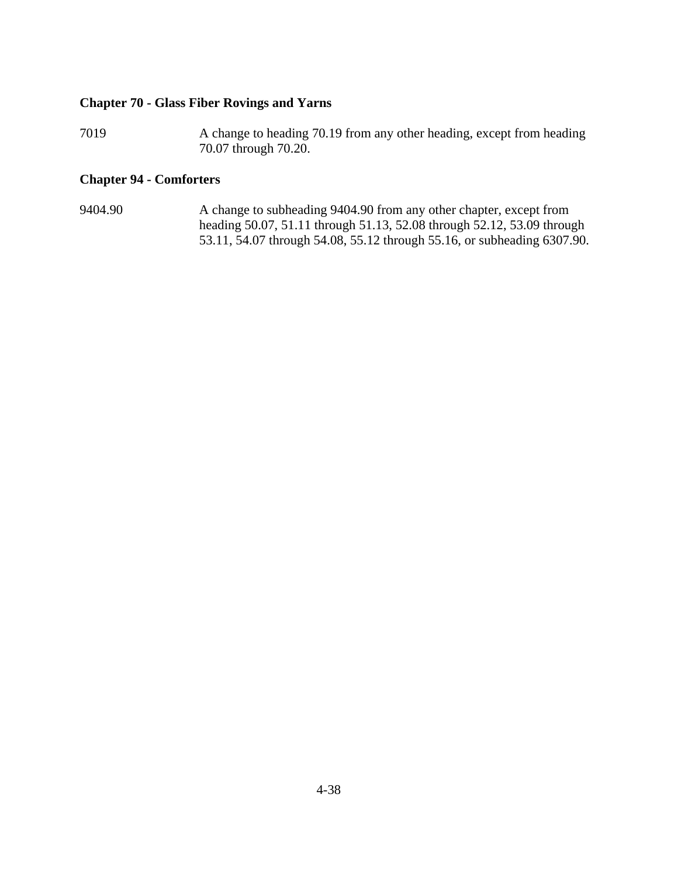**Chapter 70 - Glass Fiber Rovings and Yarns**

7019 A change to heading 70.19 from any other heading, except from heading 70.07 through 70.20.

**Chapter 94 - Comforters**

9404.90 A change to subheading 9404.90 from any other chapter, except from heading 50.07, 51.11 through 51.13, 52.08 through 52.12, 53.09 through 53.11, 54.07 through 54.08, 55.12 through 55.16, or subheading 6307.90.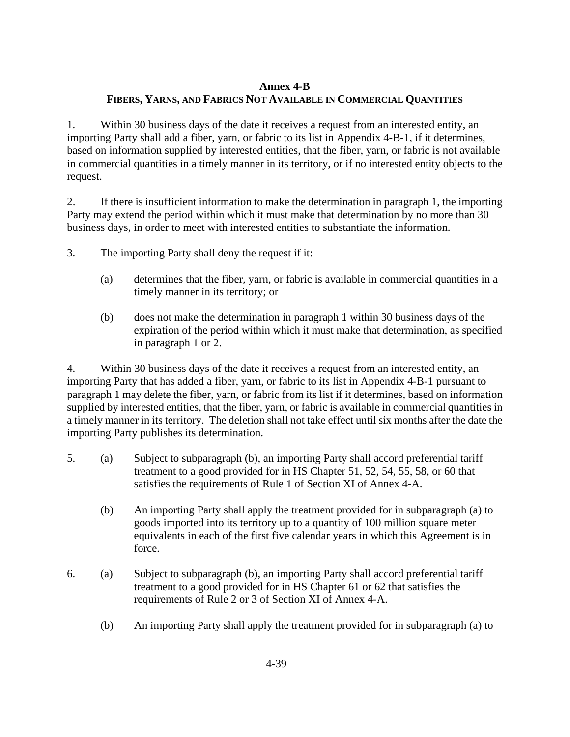## Annex 4-B

### FIBERS, YARNS, AND FABRICS NOT AVAILABLE IN COMMERCIAL QUANTITIES

1. Within 30 business days of the date it receives a request from an interested entity, an importing Party shall add a fiber, yarn, or fabric to its list in Appendix 4-B-1, if it determines, based on information supplied by interested entities, that the fiber, yarn, or fabric is not available in commercial quantities in a timely manner in its territory, or if no interested entity objects to the request.

2. If there is insufficient information to make the determination in paragraph 1, the importing Party may extend the period within which it must make that determination by no more than 30 business days, in order to meet with interested entities to substantiate the information.

3. The importing Party shall deny the request if it:

   (a) determines that the fiber, yarn, or fabric is available in commercial quantities in a timely manner in its territory; or

   (b) does not make the determination in paragraph 1 within 30 business days of the expiration of the period within which it must make that determination, as specified in paragraph 1 or 2.

4. Within 30 business days of the date it receives a request from an interested entity, an importing Party that has added a fiber, yarn, or fabric to its list in Appendix 4-B-1 pursuant to paragraph 1 may delete the fiber, yarn, or fabric from its list if it determines, based on information supplied by interested entities, that the fiber, yarn, or fabric is available in commercial quantities in a timely manner in its territory. The deletion shall not take effect until six months after the date the importing Party publishes its determination.

5. (a) Subject to subparagraph (b), an importing Party shall accord preferential tariff treatment to a good provided for in HS Chapter 51, 52, 54, 55, 58, or 60 that satisfies the requirements of Rule 1 of Section XI of Annex 4-A.

   (b) An importing Party shall apply the treatment provided for in subparagraph (a) to goods imported into its territory up to a quantity of 100 million square meter equivalents in each of the first five calendar years in which this Agreement is in force.

6. (a) Subject to subparagraph (b), an importing Party shall accord preferential tariff treatment to a good provided for in HS Chapter 61 or 62 that satisfies the requirements of Rule 2 or 3 of Section XI of Annex 4-A.

   (b) An importing Party shall apply the treatment provided for in subparagraph (a) to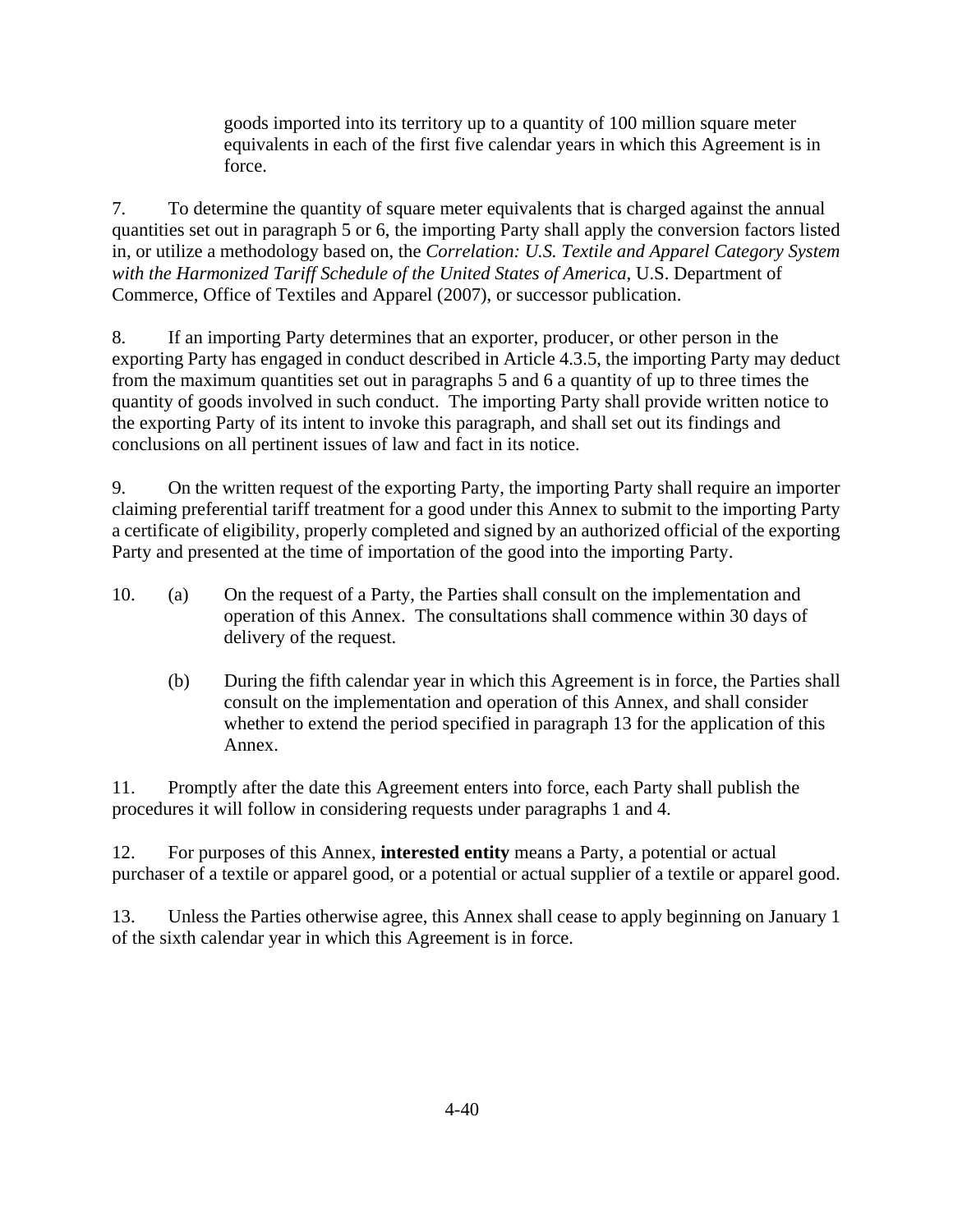goods imported into its territory up to a quantity of 100 million square meter equivalents in each of the first five calendar years in which this Agreement is in force.

7. To determine the quantity of square meter equivalents that is charged against the annual quantities set out in paragraph 5 or 6, the importing Party shall apply the conversion factors listed in, or utilize a methodology based on, the *Correlation: U.S. Textile and Apparel Category System with the Harmonized Tariff Schedule of the United States of America*, U.S. Department of Commerce, Office of Textiles and Apparel (2007), or successor publication.

8. If an importing Party determines that an exporter, producer, or other person in the exporting Party has engaged in conduct described in Article 4.3.5, the importing Party may deduct from the maximum quantities set out in paragraphs 5 and 6 a quantity of up to three times the quantity of goods involved in such conduct. The importing Party shall provide written notice to the exporting Party of its intent to invoke this paragraph, and shall set out its findings and conclusions on all pertinent issues of law and fact in its notice.

9. On the written request of the exporting Party, the importing Party shall require an importer claiming preferential tariff treatment for a good under this Annex to submit to the importing Party a certificate of eligibility, properly completed and signed by an authorized official of the exporting Party and presented at the time of importation of the good into the importing Party.

10. (a) On the request of a Party, the Parties shall consult on the implementation and operation of this Annex. The consultations shall commence within 30 days of delivery of the request.

(b) During the fifth calendar year in which this Agreement is in force, the Parties shall consult on the implementation and operation of this Annex, and shall consider whether to extend the period specified in paragraph 13 for the application of this Annex.

11. Promptly after the date this Agreement enters into force, each Party shall publish the procedures it will follow in considering requests under paragraphs 1 and 4.

12. For purposes of this Annex, **interested entity** means a Party, a potential or actual purchaser of a textile or apparel good, or a potential or actual supplier of a textile or apparel good.

13. Unless the Parties otherwise agree, this Annex shall cease to apply beginning on January 1 of the sixth calendar year in which this Agreement is in force.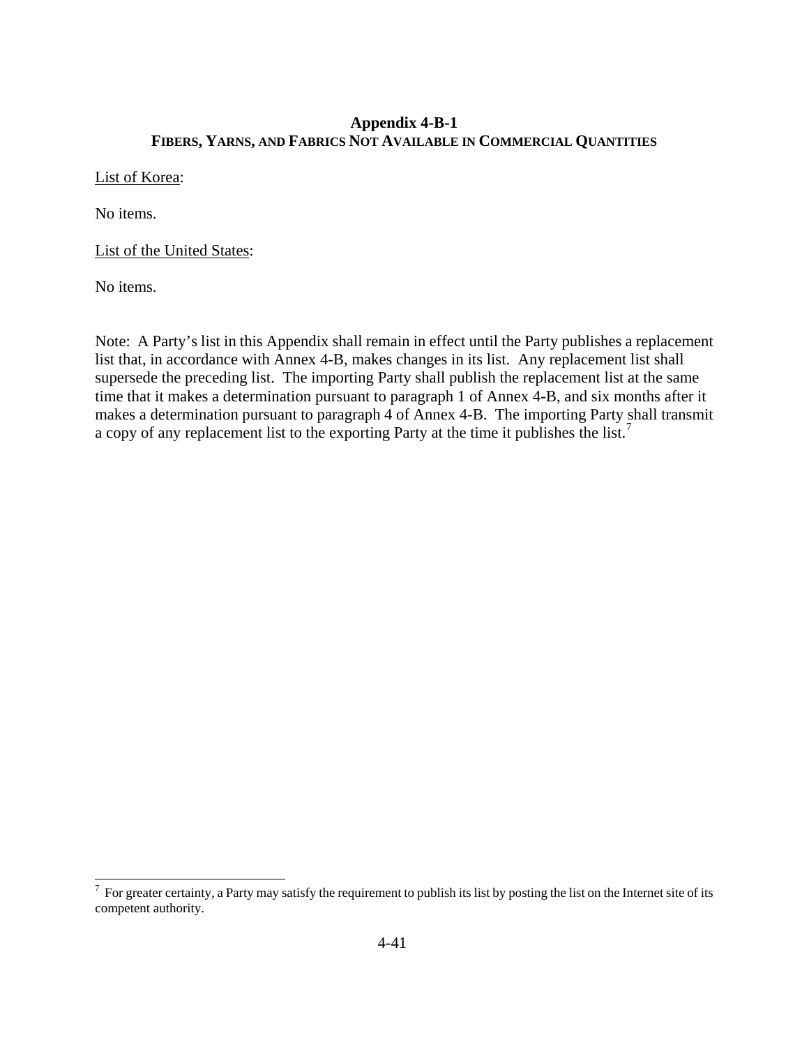## Appendix 4-B-1
### FIBERS, YARNS, AND FABRICS NOT AVAILABLE IN COMMERCIAL QUANTITIES

List of Korea:

No items.

List of the United States:

No items.

Note: A Party's list in this Appendix shall remain in effect until the Party publishes a replacement list that, in accordance with Annex 4-B, makes changes in its list. Any replacement list shall supersede the preceding list. The importing Party shall publish the replacement list at the same time that it makes a determination pursuant to paragraph 1 of Annex 4-B, and six months after it makes a determination pursuant to paragraph 4 of Annex 4-B. The importing Party shall transmit a copy of any replacement list to the exporting Party at the time it publishes the list.[7]

[7] For greater certainty, a Party may satisfy the requirement to publish its list by posting the list on the Internet site of its competent authority.